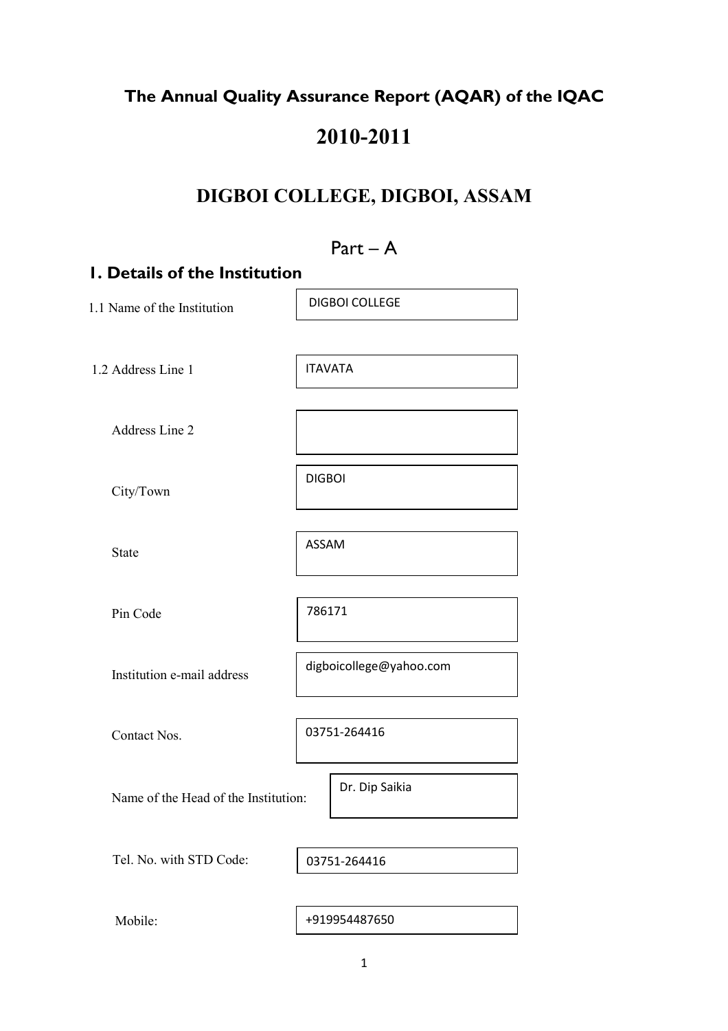# The Annual Quality Assurance Report (AQAR) of the IQAC

# 2010-2011

## DIGBOI COLLEGE, DIGBOI, ASSAM

### Part – A

## 1. Details of the Institution

| Field | Details |
|---|---|
| 1.1 Name of the Institution | DIGBOI COLLEGE |
| 1.2 Address Line 1 | ITAVATA |
| Address Line 2 | |
| City/Town | DIGBOI |
| State | ASSAM |
| Pin Code | 786171 |
| Institution e-mail address | digboicollege@yahoo.com |
| Contact Nos. | 03751-264416 |
| Name of the Head of the Institution: | Dr. Dip Saikia |
| Tel. No. with STD Code: | 03751-264416 |
| Mobile: | +919954487650 |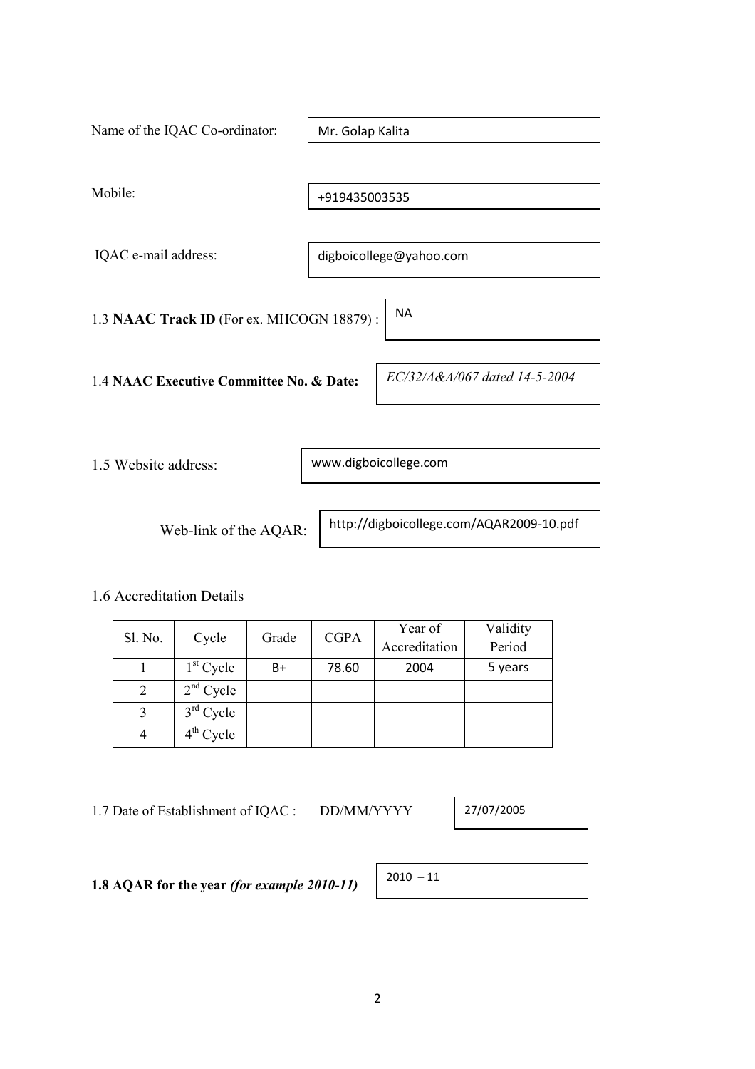Name of the IQAC Co-ordinator: Mr. Golap Kalita

Mobile: +919435003535

IQAC e-mail address: digboicollege@yahoo.com

1.3 **NAAC Track ID** (For ex. MHCOGN 18879) : NA

1.4 **NAAC Executive Committee No. & Date:** *EC/32/A&A/067 dated 14-5-2004*

1.5 Website address: www.digboicollege.com

Web-link of the AQAR: http://digboicollege.com/AQAR2009-10.pdf

1.6 Accreditation Details

| Sl. No. | Cycle | Grade | CGPA | Year of Accreditation | Validity Period |
|---|---|---|---|---|---|
| 1 | 1st Cycle | B+ | 78.60 | 2004 | 5 years |
| 2 | 2nd Cycle | | | | |
| 3 | 3rd Cycle | | | | |
| 4 | 4th Cycle | | | | |

1.7 Date of Establishment of IQAC : DD/MM/YYYY 27/07/2005

**1.8 AQAR for the year** ***(for example 2010-11)*** 2010 – 11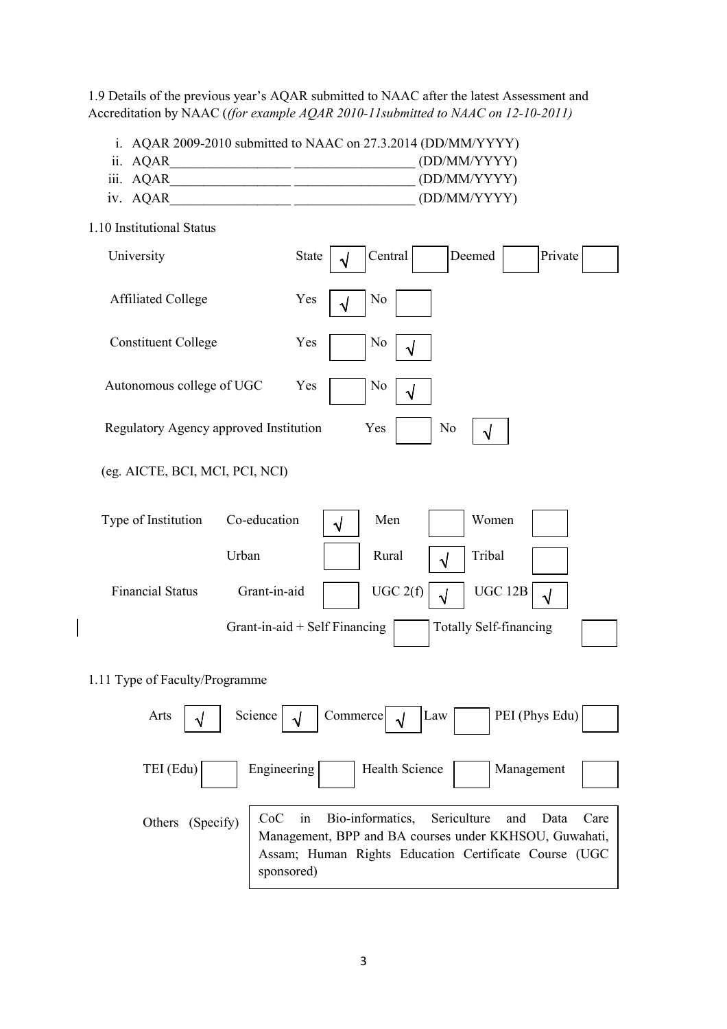1.9 Details of the previous year's AQAR submitted to NAAC after the latest Assessment and Accreditation by NAAC (*(for example AQAR 2010-11submitted to NAAC on 12-10-2011)*

i. AQAR 2009-2010 submitted to NAAC on 27.3.2014 (DD/MM/YYYY)
ii. AQAR__________________ __________________ (DD/MM/YYYY)
iii. AQAR__________________ __________________ (DD/MM/YYYY)
iv. AQAR__________________ __________________ (DD/MM/YYYY)

1.10 Institutional Status

| University | State | √ | Central | | Deemed | | Private | |
|---|---|---|---|---|---|---|---|---|
| Affiliated College | Yes | √ | No | | | | | |
| Constituent College | Yes | | No | √ | | | | |
| Autonomous college of UGC | Yes | | No | √ | | | | |
| Regulatory Agency approved Institution (eg. AICTE, BCI, MCI, PCI, NCI) | Yes | | No | √ | | | | |

| Type of Institution | Co-education | √ | Men | | Women | |
|---|---|---|---|---|---|---|
| | Urban | | Rural | √ | Tribal | |
| Financial Status | Grant-in-aid | | UGC 2(f) | √ | UGC 12B | √ |
| | Grant-in-aid + Self Financing | | Totally Self-financing | | | |

1.11 Type of Faculty/Programme

| Arts | √ | Science | √ | Commerce | √ | Law | | PEI (Phys Edu) | |
|---|---|---|---|---|---|---|---|---|---|
| TEI (Edu) | | Engineering | | Health Science | | Management | | | |

Others (Specify): CoC in Bio-informatics, Sericulture and Data Care Management, BPP and BA courses under KKHSOU, Guwahati, Assam; Human Rights Education Certificate Course (UGC sponsored)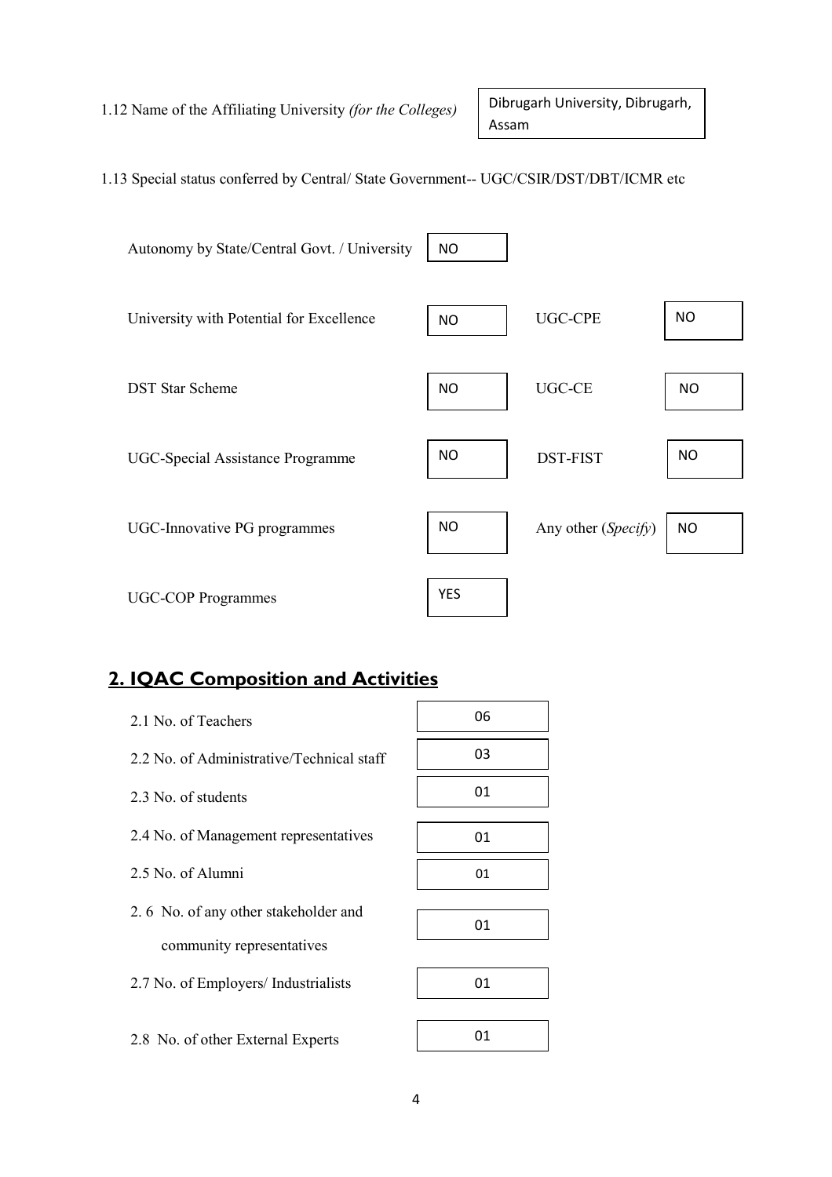1.12 Name of the Affiliating University *(for the Colleges)*: Dibrugarh University, Dibrugarh, Assam

1.13 Special status conferred by Central/ State Government-- UGC/CSIR/DST/DBT/ICMR etc

| | | | |
|---|---|---|---|
| Autonomy by State/Central Govt. / University | NO | | |
| University with Potential for Excellence | NO | UGC-CPE | NO |
| DST Star Scheme | NO | UGC-CE | NO |
| UGC-Special Assistance Programme | NO | DST-FIST | NO |
| UGC-Innovative PG programmes | NO | Any other (*Specify*) | NO |
| UGC-COP Programmes | YES | | |

## 2. IQAC Composition and Activities

| | |
|---|---|
| 2.1 No. of Teachers | 06 |
| 2.2 No. of Administrative/Technical staff | 03 |
| 2.3 No. of students | 01 |
| 2.4 No. of Management representatives | 01 |
| 2.5 No. of Alumni | 01 |
| 2. 6 No. of any other stakeholder and community representatives | 01 |
| 2.7 No. of Employers/ Industrialists | 01 |
| 2.8 No. of other External Experts | 01 |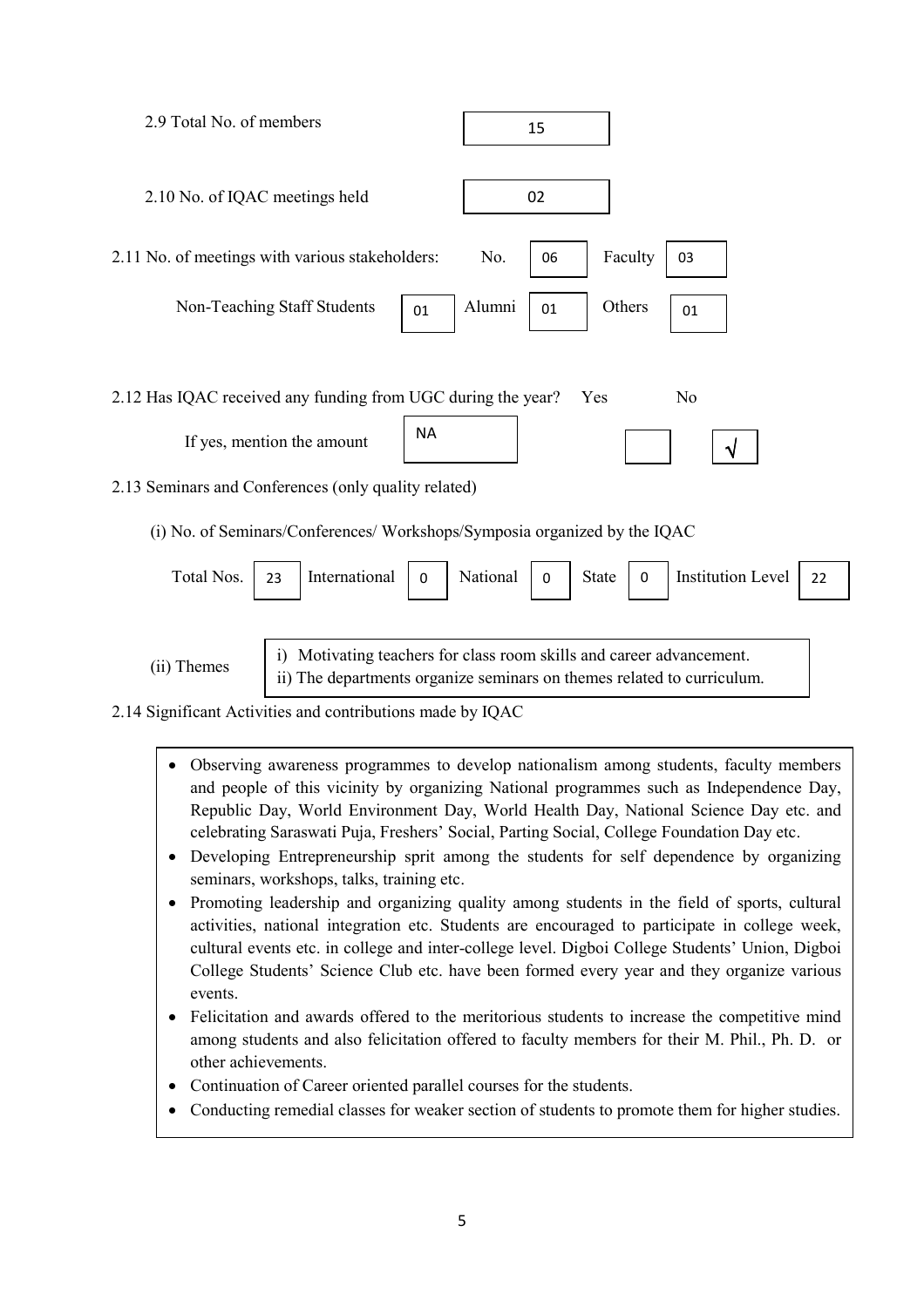2.9 Total No. of members: 15

2.10 No. of IQAC meetings held: 02

2.11 No. of meetings with various stakeholders: No. 06 Faculty 03

Non-Teaching Staff Students 01 Alumni 01 Others 01

2.12 Has IQAC received any funding from UGC during the year? Yes [ ] No [√]

If yes, mention the amount: NA

2.13 Seminars and Conferences (only quality related)

(i) No. of Seminars/Conferences/ Workshops/Symposia organized by the IQAC

| Total Nos. | International | National | State | Institution Level |
|---|---|---|---|---|
| 23 | 0 | 0 | 0 | 22 |

(ii) Themes

i) Motivating teachers for class room skills and career advancement.
ii) The departments organize seminars on themes related to curriculum.

2.14 Significant Activities and contributions made by IQAC

- Observing awareness programmes to develop nationalism among students, faculty members and people of this vicinity by organizing National programmes such as Independence Day, Republic Day, World Environment Day, World Health Day, National Science Day etc. and celebrating Saraswati Puja, Freshers' Social, Parting Social, College Foundation Day etc.
- Developing Entrepreneurship sprit among the students for self dependence by organizing seminars, workshops, talks, training etc.
- Promoting leadership and organizing quality among students in the field of sports, cultural activities, national integration etc. Students are encouraged to participate in college week, cultural events etc. in college and inter-college level. Digboi College Students' Union, Digboi College Students' Science Club etc. have been formed every year and they organize various events.
- Felicitation and awards offered to the meritorious students to increase the competitive mind among students and also felicitation offered to faculty members for their M. Phil., Ph. D. or other achievements.
- Continuation of Career oriented parallel courses for the students.
- Conducting remedial classes for weaker section of students to promote them for higher studies.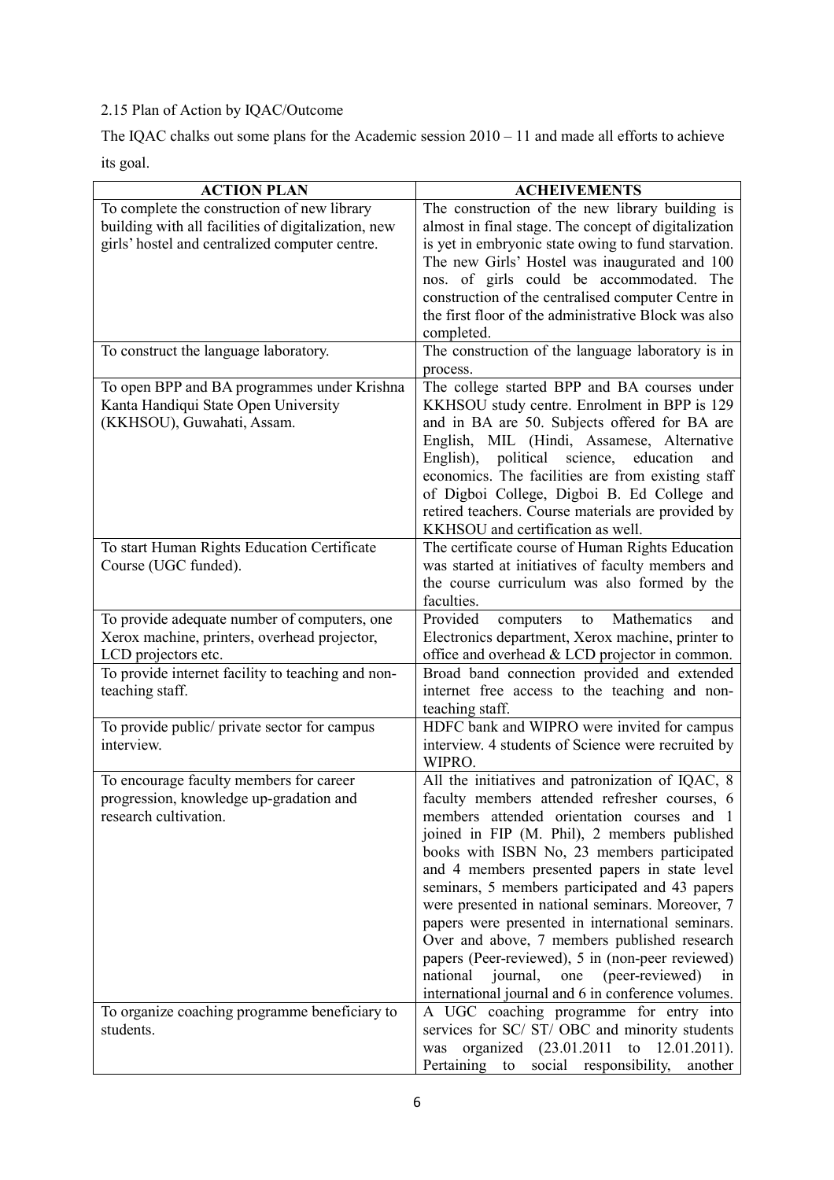2.15 Plan of Action by IQAC/Outcome

The IQAC chalks out some plans for the Academic session 2010 – 11 and made all efforts to achieve its goal.

| ACTION PLAN | ACHEIVEMENTS |
|---|---|
| To complete the construction of new library building with all facilities of digitalization, new girls' hostel and centralized computer centre. | The construction of the new library building is almost in final stage. The concept of digitalization is yet in embryonic state owing to fund starvation. The new Girls' Hostel was inaugurated and 100 nos. of girls could be accommodated. The construction of the centralised computer Centre in the first floor of the administrative Block was also completed. |
| To construct the language laboratory. | The construction of the language laboratory is in process. |
| To open BPP and BA programmes under Krishna Kanta Handiqui State Open University (KKHSOU), Guwahati, Assam. | The college started BPP and BA courses under KKHSOU study centre. Enrolment in BPP is 129 and in BA are 50. Subjects offered for BA are English, MIL (Hindi, Assamese, Alternative English), political science, education and economics. The facilities are from existing staff of Digboi College, Digboi B. Ed College and retired teachers. Course materials are provided by KKHSOU and certification as well. |
| To start Human Rights Education Certificate Course (UGC funded). | The certificate course of Human Rights Education was started at initiatives of faculty members and the course curriculum was also formed by the faculties. |
| To provide adequate number of computers, one Xerox machine, printers, overhead projector, LCD projectors etc. | Provided computers to Mathematics and Electronics department, Xerox machine, printer to office and overhead & LCD projector in common. |
| To provide internet facility to teaching and non-teaching staff. | Broad band connection provided and extended internet free access to the teaching and non-teaching staff. |
| To provide public/ private sector for campus interview. | HDFC bank and WIPRO were invited for campus interview. 4 students of Science were recruited by WIPRO. |
| To encourage faculty members for career progression, knowledge up-gradation and research cultivation. | All the initiatives and patronization of IQAC, 8 faculty members attended refresher courses, 6 members attended orientation courses and 1 joined in FIP (M. Phil), 2 members published books with ISBN No, 23 members participated and 4 members presented papers in state level seminars, 5 members participated and 43 papers were presented in national seminars. Moreover, 7 papers were presented in international seminars. Over and above, 7 members published research papers (Peer-reviewed), 5 in (non-peer reviewed) national journal, one (peer-reviewed) in international journal and 6 in conference volumes. |
| To organize coaching programme beneficiary to students. | A UGC coaching programme for entry into services for SC/ ST/ OBC and minority students was organized (23.01.2011 to 12.01.2011). Pertaining to social responsibility, another |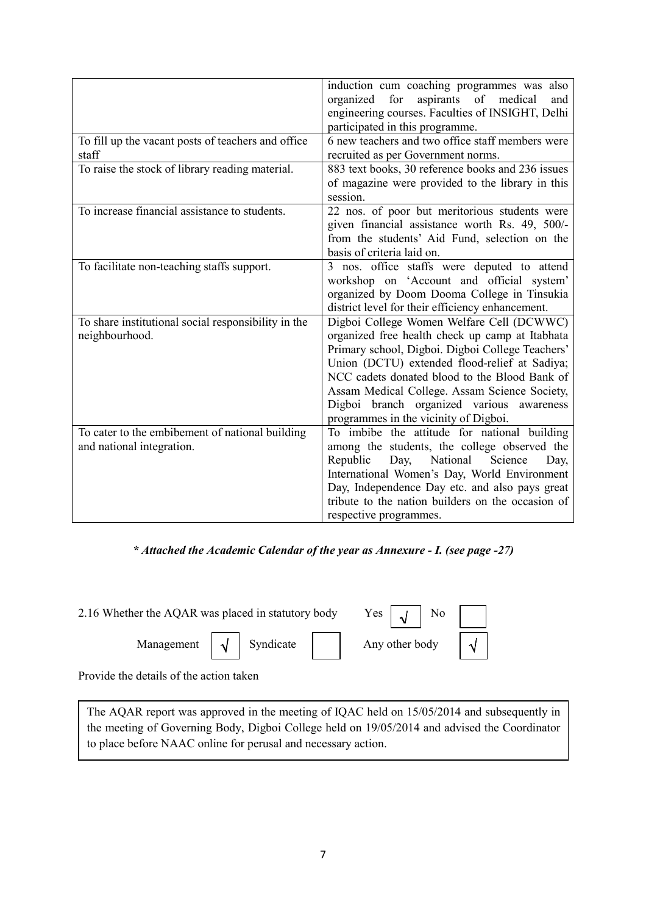| | |
|---|---|
| | induction cum coaching programmes was also organized for aspirants of medical and engineering courses. Faculties of INSIGHT, Delhi participated in this programme. |
| To fill up the vacant posts of teachers and office staff | 6 new teachers and two office staff members were recruited as per Government norms. |
| To raise the stock of library reading material. | 883 text books, 30 reference books and 236 issues of magazine were provided to the library in this session. |
| To increase financial assistance to students. | 22 nos. of poor but meritorious students were given financial assistance worth Rs. 49, 500/- from the students' Aid Fund, selection on the basis of criteria laid on. |
| To facilitate non-teaching staffs support. | 3 nos. office staffs were deputed to attend workshop on 'Account and official system' organized by Doom Dooma College in Tinsukia district level for their efficiency enhancement. |
| To share institutional social responsibility in the neighbourhood. | Digboi College Women Welfare Cell (DCWWC) organized free health check up camp at Itabhata Primary school, Digboi. Digboi College Teachers' Union (DCTU) extended flood-relief at Sadiya; NCC cadets donated blood to the Blood Bank of Assam Medical College. Assam Science Society, Digboi branch organized various awareness programmes in the vicinity of Digboi. |
| To cater to the embibement of national building and national integration. | To imbibe the attitude for national building among the students, the college observed the Republic Day, National Science Day, International Women's Day, World Environment Day, Independence Day etc. and also pays great tribute to the nation builders on the occasion of respective programmes. |

***\* Attached the Academic Calendar of the year as Annexure - I. (see page -27)***

2.16 Whether the AQAR was placed in statutory body  Yes [√]  No [ ]

Management [√]  Syndicate [ ]  Any other body [√]

Provide the details of the action taken

The AQAR report was approved in the meeting of IQAC held on 15/05/2014 and subsequently in the meeting of Governing Body, Digboi College held on 19/05/2014 and advised the Coordinator to place before NAAC online for perusal and necessary action.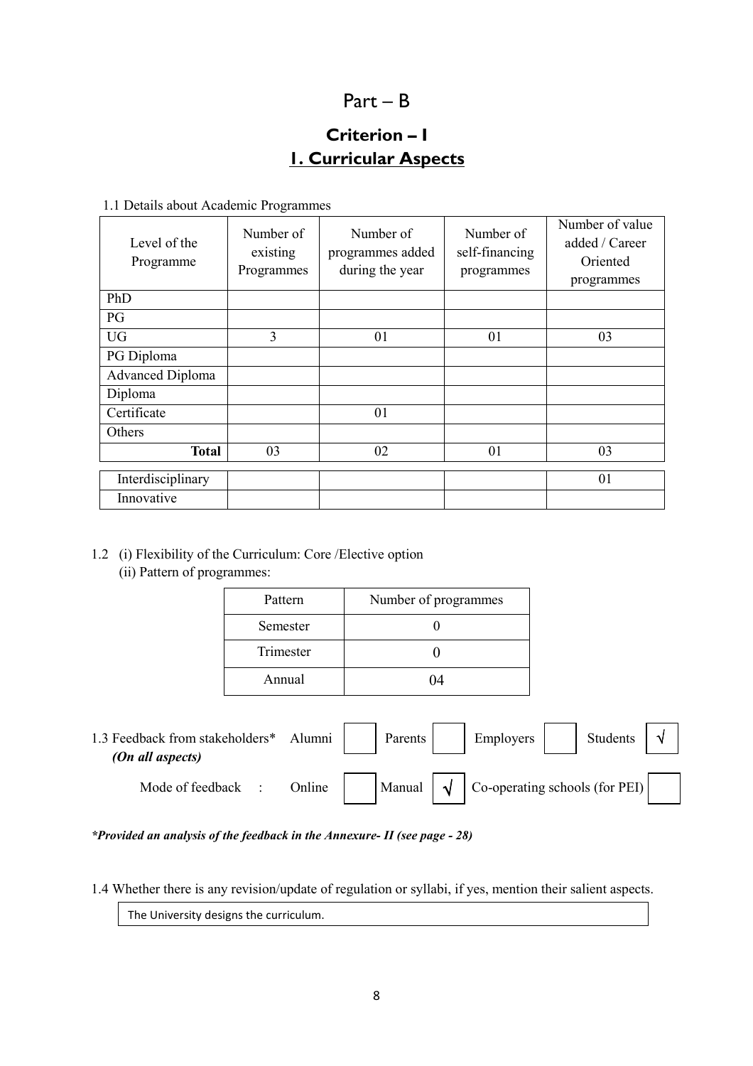# Part – B

## Criterion – I

## 1. Curricular Aspects

1.1 Details about Academic Programmes

| Level of the Programme | Number of existing Programmes | Number of programmes added during the year | Number of self-financing programmes | Number of value added / Career Oriented programmes |
|---|---|---|---|---|
| PhD | | | | |
| PG | | | | |
| UG | 3 | 01 | 01 | 03 |
| PG Diploma | | | | |
| Advanced Diploma | | | | |
| Diploma | | | | |
| Certificate | | 01 | | |
| Others | | | | |
| **Total** | 03 | 02 | 01 | 03 |
| Interdisciplinary | | | | 01 |
| Innovative | | | | |

1.2 (i) Flexibility of the Curriculum: Core /Elective option

(ii) Pattern of programmes:

| Pattern | Number of programmes |
|---|---|
| Semester | 0 |
| Trimester | 0 |
| Annual | 04 |

1.3 Feedback from stakeholders* *(On all aspects)*: Alumni [ ] Parents [ ] Employers [ ] Students [√]

Mode of feedback : Online [ ] Manual [√] Co-operating schools (for PEI) [ ]

***Provided an analysis of the feedback in the Annexure- II (see page - 28)***

1.4 Whether there is any revision/update of regulation or syllabi, if yes, mention their salient aspects.

The University designs the curriculum.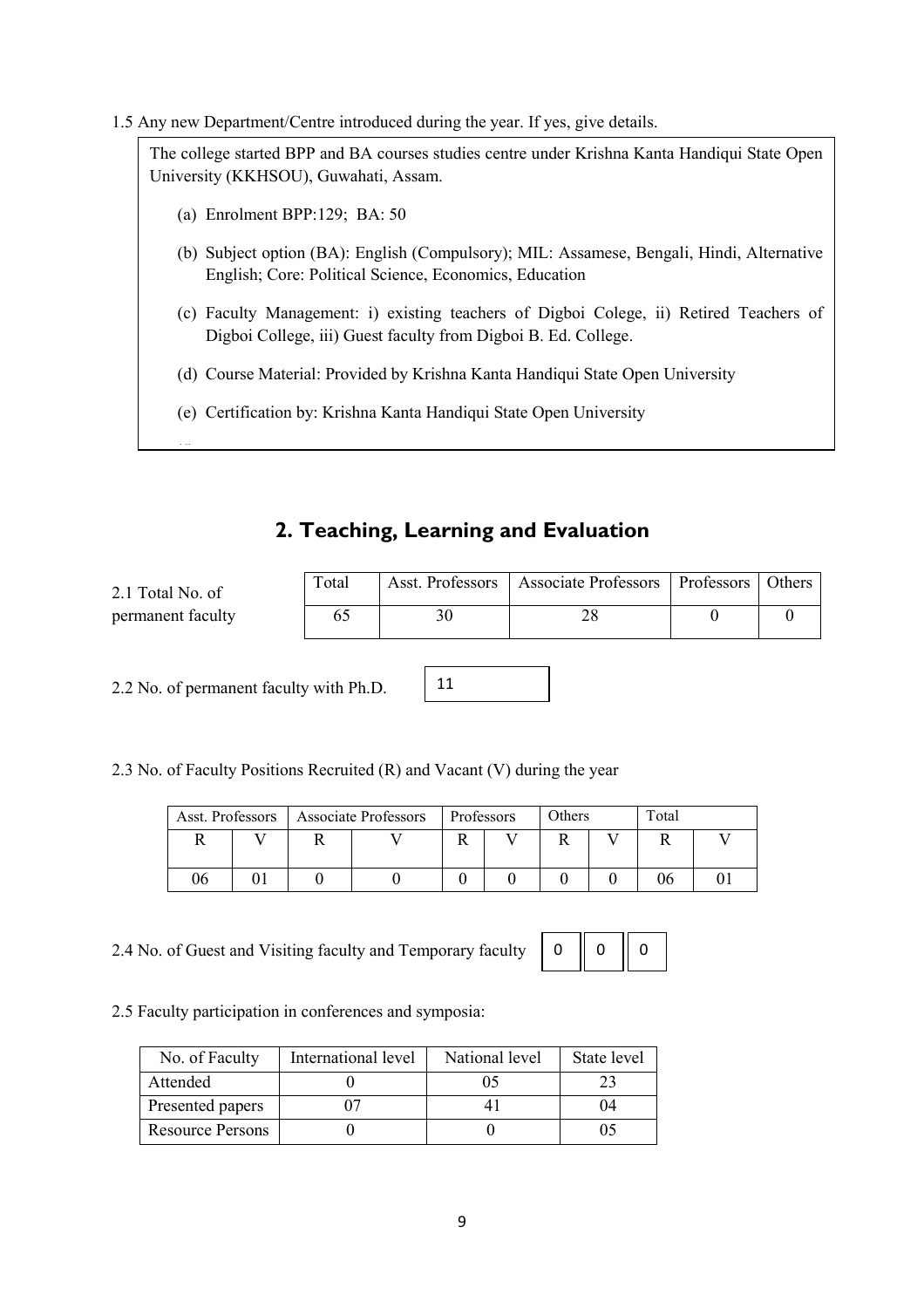1.5 Any new Department/Centre introduced during the year. If yes, give details.

The college started BPP and BA courses studies centre under Krishna Kanta Handiqui State Open University (KKHSOU), Guwahati, Assam.

(a) Enrolment BPP:129; BA: 50

(b) Subject option (BA): English (Compulsory); MIL: Assamese, Bengali, Hindi, Alternative English; Core: Political Science, Economics, Education

(c) Faculty Management: i) existing teachers of Digboi Colege, ii) Retired Teachers of Digboi College, iii) Guest faculty from Digboi B. Ed. College.

(d) Course Material: Provided by Krishna Kanta Handiqui State Open University

(e) Certification by: Krishna Kanta Handiqui State Open University

## 2. Teaching, Learning and Evaluation

2.1 Total No. of permanent faculty

| Total | Asst. Professors | Associate Professors | Professors | Others |
|---|---|---|---|---|
| 65 | 30 | 28 | 0 | 0 |

2.2 No. of permanent faculty with Ph.D. 11

2.3 No. of Faculty Positions Recruited (R) and Vacant (V) during the year

| Asst. Professors | | Associate Professors | | Professors | | Others | | Total | |
|---|---|---|---|---|---|---|---|---|---|
| R | V | R | V | R | V | R | V | R | V |
| 06 | 01 | 0 | 0 | 0 | 0 | 0 | 0 | 06 | 01 |

2.4 No. of Guest and Visiting faculty and Temporary faculty 0 0 0

2.5 Faculty participation in conferences and symposia:

| No. of Faculty | International level | National level | State level |
|---|---|---|---|
| Attended | 0 | 05 | 23 |
| Presented papers | 07 | 41 | 04 |
| Resource Persons | 0 | 0 | 05 |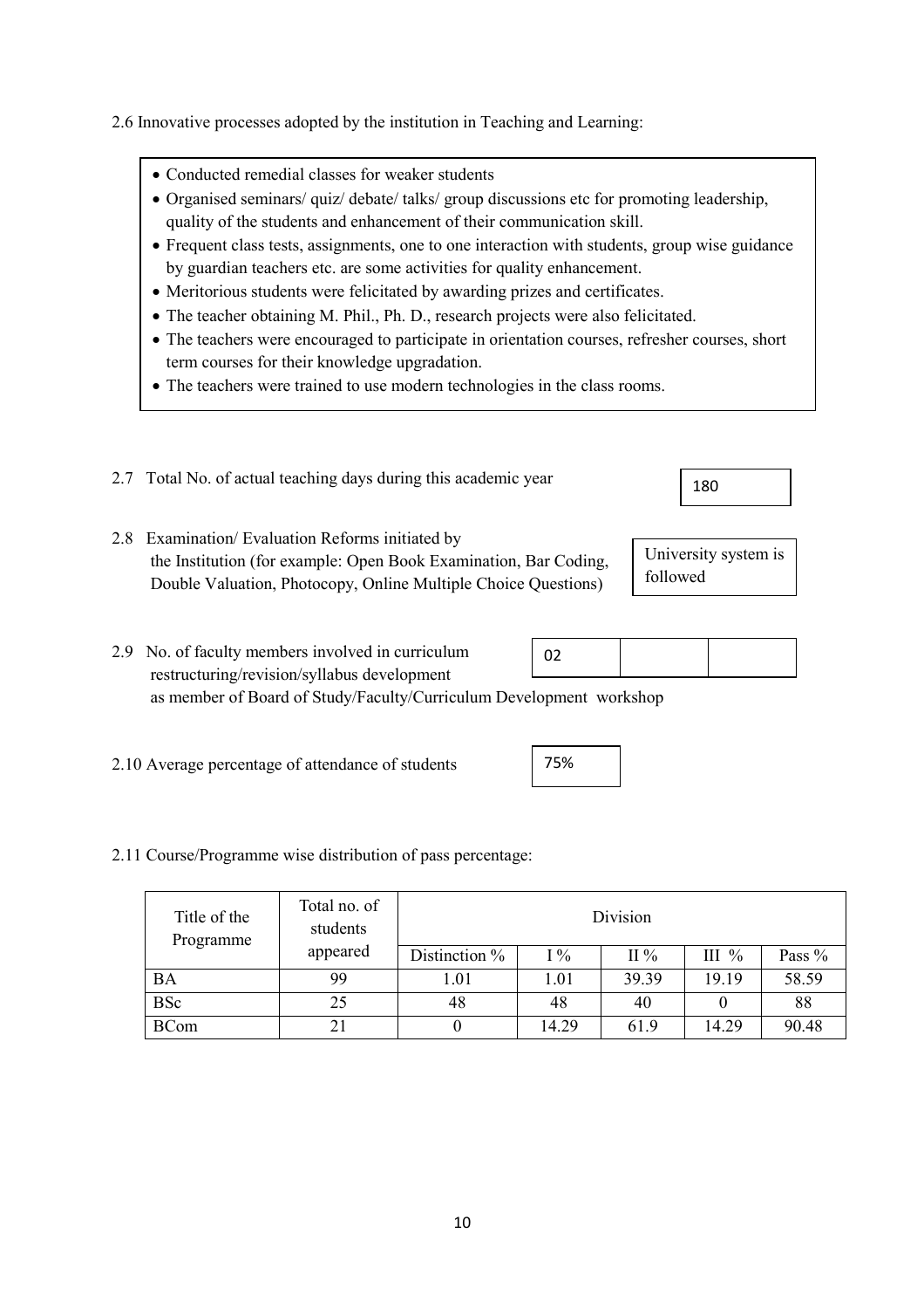2.6 Innovative processes adopted by the institution in Teaching and Learning:

- Conducted remedial classes for weaker students
- Organised seminars/ quiz/ debate/ talks/ group discussions etc for promoting leadership, quality of the students and enhancement of their communication skill.
- Frequent class tests, assignments, one to one interaction with students, group wise guidance by guardian teachers etc. are some activities for quality enhancement.
- Meritorious students were felicitated by awarding prizes and certificates.
- The teacher obtaining M. Phil., Ph. D., research projects were also felicitated.
- The teachers were encouraged to participate in orientation courses, refresher courses, short term courses for their knowledge upgradation.
- The teachers were trained to use modern technologies in the class rooms.

2.7 Total No. of actual teaching days during this academic year: 180

2.8 Examination/ Evaluation Reforms initiated by the Institution (for example: Open Book Examination, Bar Coding, Double Valuation, Photocopy, Online Multiple Choice Questions): University system is followed

2.9 No. of faculty members involved in curriculum restructuring/revision/syllabus development as member of Board of Study/Faculty/Curriculum Development workshop: 02

2.10 Average percentage of attendance of students: 75%

2.11 Course/Programme wise distribution of pass percentage:

| Title of the Programme | Total no. of students appeared | Division | | | | |
|---|---|---|---|---|---|---|
| | | Distinction % | I % | II % | III % | Pass % |
| BA | 99 | 1.01 | 1.01 | 39.39 | 19.19 | 58.59 |
| BSc | 25 | 48 | 48 | 40 | 0 | 88 |
| BCom | 21 | 0 | 14.29 | 61.9 | 14.29 | 90.48 |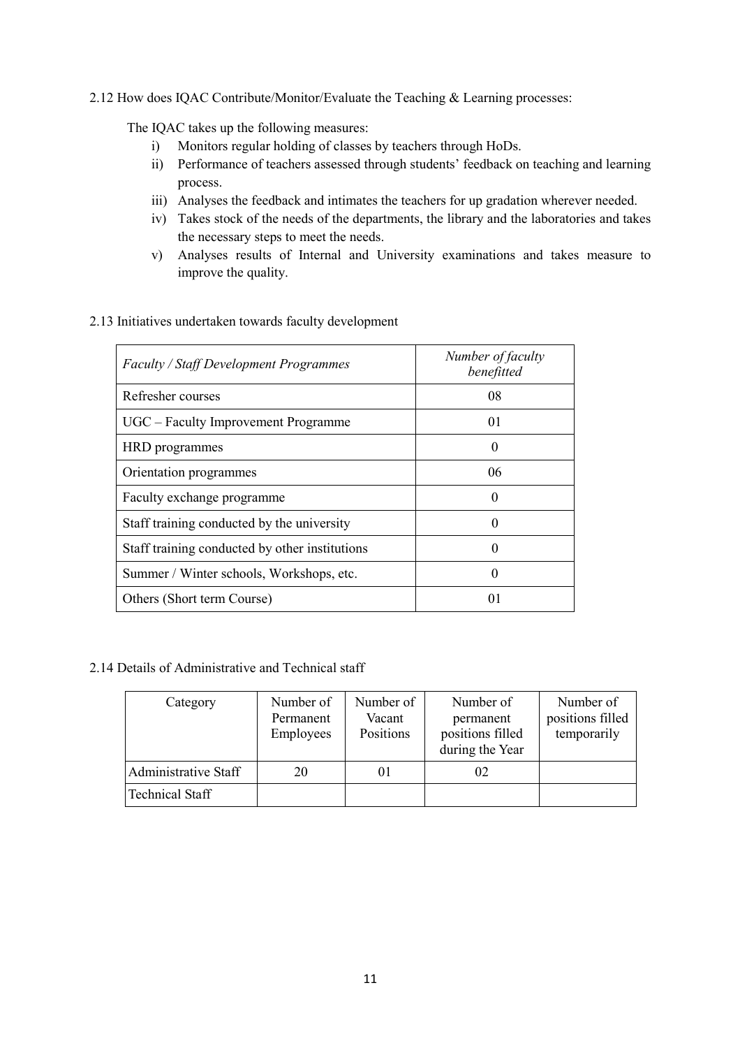2.12 How does IQAC Contribute/Monitor/Evaluate the Teaching & Learning processes:

The IQAC takes up the following measures:

i) Monitors regular holding of classes by teachers through HoDs.
ii) Performance of teachers assessed through students' feedback on teaching and learning process.
iii) Analyses the feedback and intimates the teachers for up gradation wherever needed.
iv) Takes stock of the needs of the departments, the library and the laboratories and takes the necessary steps to meet the needs.
v) Analyses results of Internal and University examinations and takes measure to improve the quality.

2.13 Initiatives undertaken towards faculty development

| *Faculty / Staff Development Programmes* | *Number of faculty benefitted* |
|---|---|
| Refresher courses | 08 |
| UGC – Faculty Improvement Programme | 01 |
| HRD programmes | 0 |
| Orientation programmes | 06 |
| Faculty exchange programme | 0 |
| Staff training conducted by the university | 0 |
| Staff training conducted by other institutions | 0 |
| Summer / Winter schools, Workshops, etc. | 0 |
| Others (Short term Course) | 01 |

2.14 Details of Administrative and Technical staff

| Category | Number of Permanent Employees | Number of Vacant Positions | Number of permanent positions filled during the Year | Number of positions filled temporarily |
|---|---|---|---|---|
| Administrative Staff | 20 | 01 | 02 | |
| Technical Staff | | | | |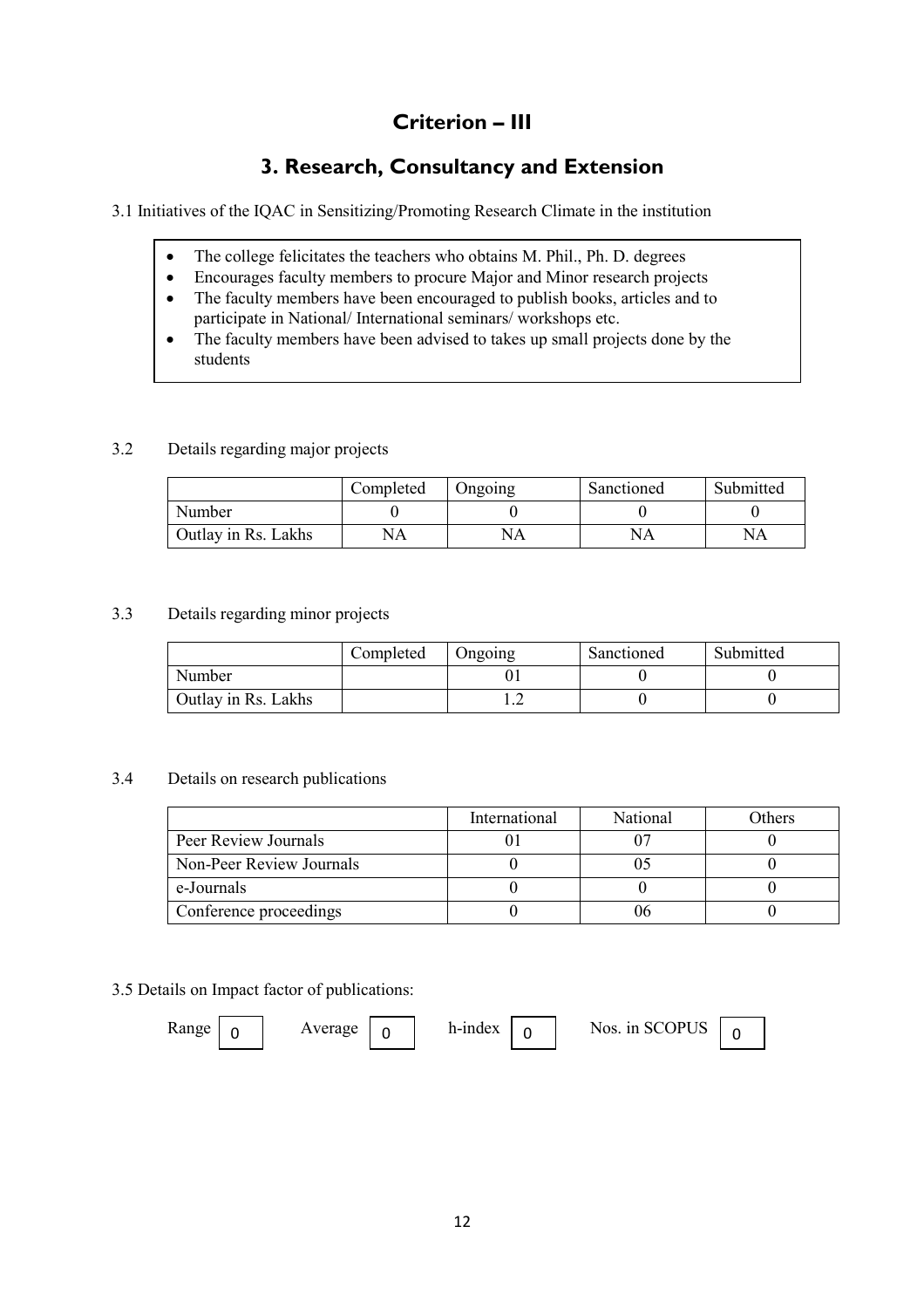# Criterion – III

## 3. Research, Consultancy and Extension

3.1 Initiatives of the IQAC in Sensitizing/Promoting Research Climate in the institution

- The college felicitates the teachers who obtains M. Phil., Ph. D. degrees
- Encourages faculty members to procure Major and Minor research projects
- The faculty members have been encouraged to publish books, articles and to participate in National/ International seminars/ workshops etc.
- The faculty members have been advised to takes up small projects done by the students

3.2 Details regarding major projects

| | Completed | Ongoing | Sanctioned | Submitted |
|---|---|---|---|---|
| Number | 0 | 0 | 0 | 0 |
| Outlay in Rs. Lakhs | NA | NA | NA | NA |

3.3 Details regarding minor projects

| | Completed | Ongoing | Sanctioned | Submitted |
|---|---|---|---|---|
| Number | | 01 | 0 | 0 |
| Outlay in Rs. Lakhs | | 1.2 | 0 | 0 |

3.4 Details on research publications

| | International | National | Others |
|---|---|---|---|
| Peer Review Journals | 01 | 07 | 0 |
| Non-Peer Review Journals | 0 | 05 | 0 |
| e-Journals | 0 | 0 | 0 |
| Conference proceedings | 0 | 06 | 0 |

3.5 Details on Impact factor of publications:

Range 0 Average 0 h-index 0 Nos. in SCOPUS 0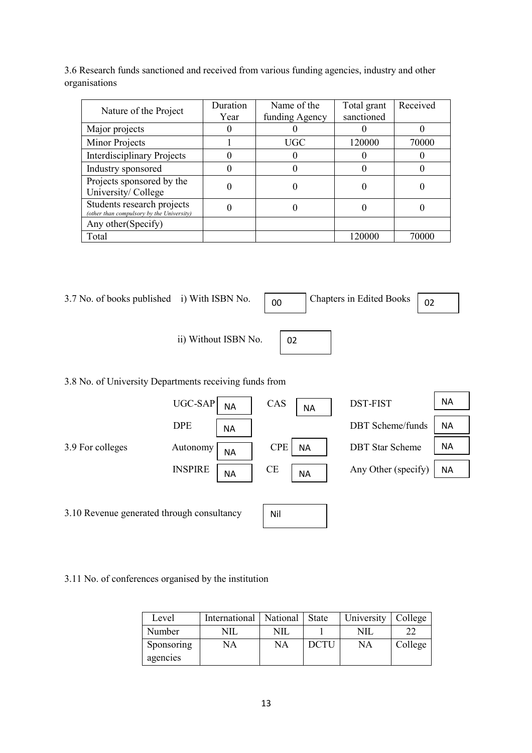3.6 Research funds sanctioned and received from various funding agencies, industry and other organisations

| Nature of the Project | Duration Year | Name of the funding Agency | Total grant sanctioned | Received |
|---|---|---|---|---|
| Major projects | 0 | 0 | 0 | 0 |
| Minor Projects | 1 | UGC | 120000 | 70000 |
| Interdisciplinary Projects | 0 | 0 | 0 | 0 |
| Industry sponsored | 0 | 0 | 0 | 0 |
| Projects sponsored by the University/ College | 0 | 0 | 0 | 0 |
| Students research projects *(other than compulsory by the University)* | 0 | 0 | 0 | 0 |
| Any other(Specify) | | | | |
| Total | | | 120000 | 70000 |

3.7 No. of books published i) With ISBN No. 00 Chapters in Edited Books 02

ii) Without ISBN No. 02

3.8 No. of University Departments receiving funds from

| | | | | | |
|---|---|---|---|---|---|
| UGC-SAP | NA | CAS | NA | DST-FIST | NA |
| DPE | NA | | | DBT Scheme/funds | NA |

3.9 For colleges

| | | | | | |
|---|---|---|---|---|---|
| Autonomy | NA | CPE | NA | DBT Star Scheme | NA |
| INSPIRE | NA | CE | NA | Any Other (specify) | NA |

3.10 Revenue generated through consultancy Nil

3.11 No. of conferences organised by the institution

| Level | International | National | State | University | College |
|---|---|---|---|---|---|
| Number | NIL | NIL | 1 | NIL | 22 |
| Sponsoring agencies | NA | NA | DCTU | NA | College |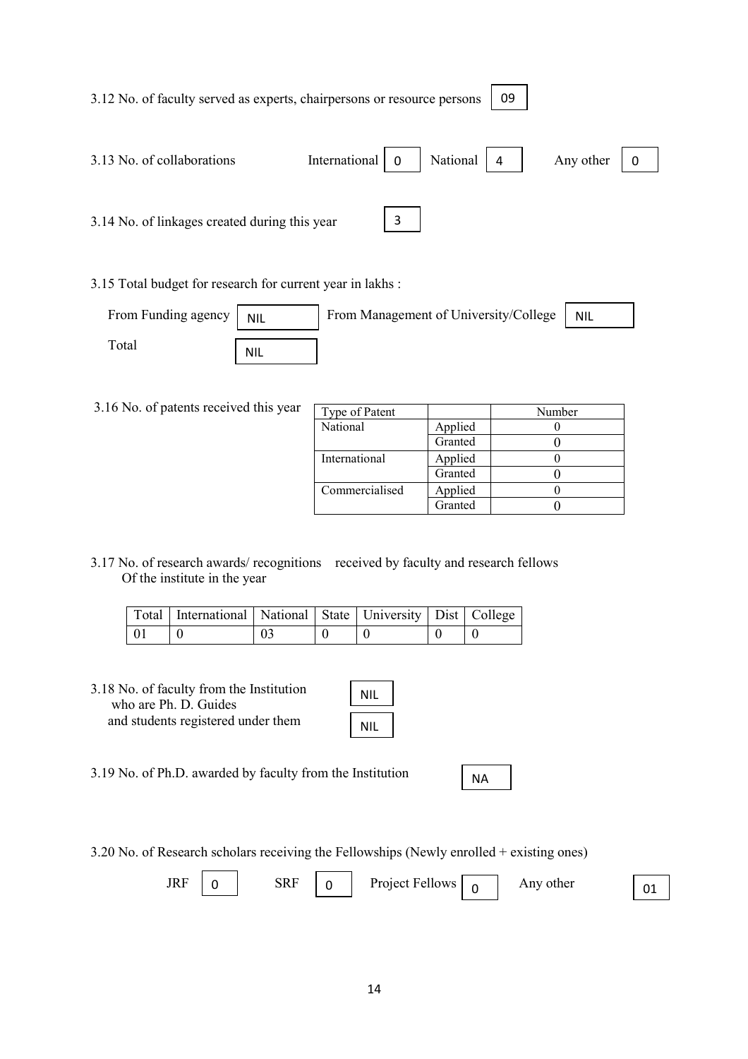3.12 No. of faculty served as experts, chairpersons or resource persons 09

3.13 No. of collaborations International 0 National 4 Any other 0

3.14 No. of linkages created during this year 3

3.15 Total budget for research for current year in lakhs :

From Funding agency NIL From Management of University/College NIL

Total NIL

3.16 No. of patents received this year

| Type of Patent | | Number |
|---|---|---|
| National | Applied | 0 |
| | Granted | 0 |
| International | Applied | 0 |
| | Granted | 0 |
| Commercialised | Applied | 0 |
| | Granted | 0 |

3.17 No. of research awards/ recognitions received by faculty and research fellows Of the institute in the year

| Total | International | National | State | University | Dist | College |
|---|---|---|---|---|---|---|
| 01 | 0 | 03 | 0 | 0 | 0 | 0 |

3.18 No. of faculty from the Institution who are Ph. D. Guides NIL

and students registered under them NIL

3.19 No. of Ph.D. awarded by faculty from the Institution NA

3.20 No. of Research scholars receiving the Fellowships (Newly enrolled + existing ones)

JRF 0 SRF 0 Project Fellows 0 Any other 01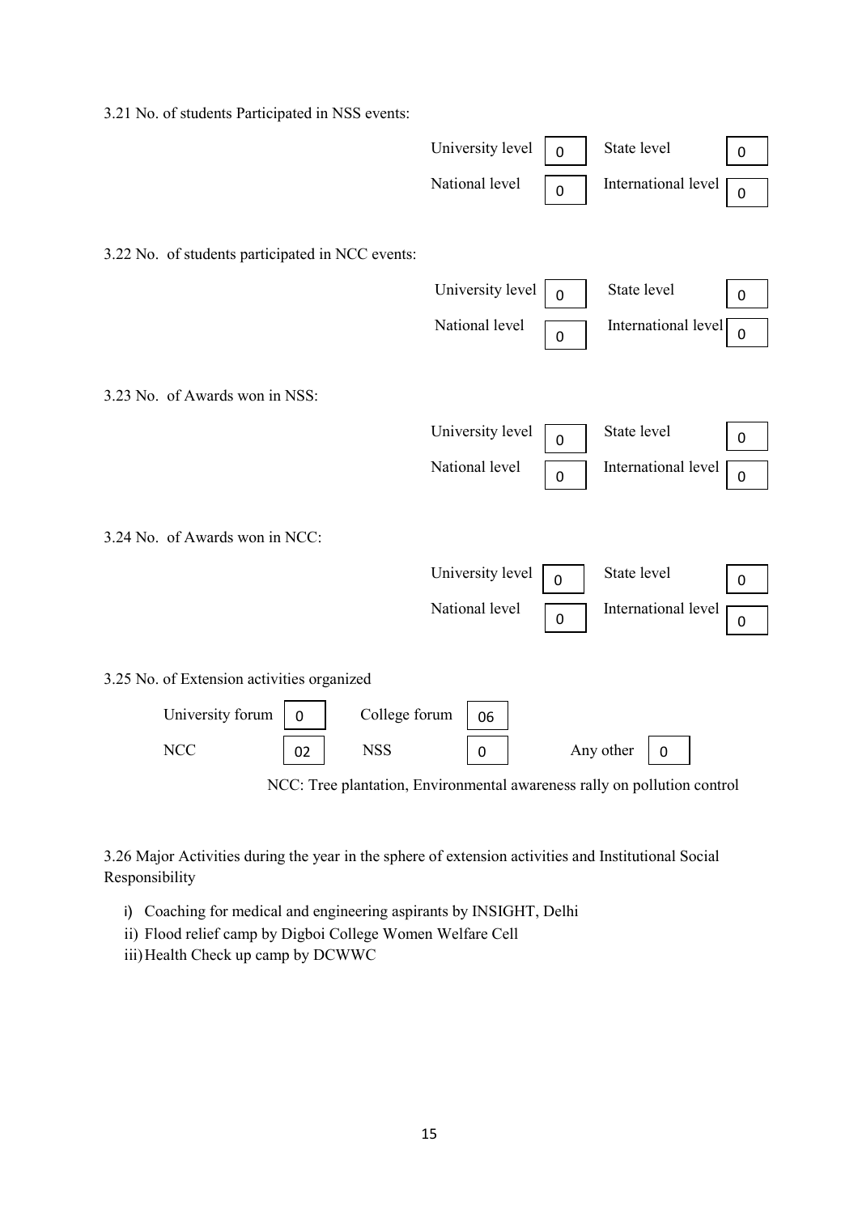3.21 No. of students Participated in NSS events:

| | | | |
|---|---|---|---|
| University level | 0 | State level | 0 |
| National level | 0 | International level | 0 |

3.22 No. of students participated in NCC events:

| | | | |
|---|---|---|---|
| University level | 0 | State level | 0 |
| National level | 0 | International level | 0 |

3.23 No. of Awards won in NSS:

| | | | |
|---|---|---|---|
| University level | 0 | State level | 0 |
| National level | 0 | International level | 0 |

3.24 No. of Awards won in NCC:

| | | | |
|---|---|---|---|
| University level | 0 | State level | 0 |
| National level | 0 | International level | 0 |

3.25 No. of Extension activities organized

| | | | | | |
|---|---|---|---|---|---|
| University forum | 0 | College forum | 06 | | |
| NCC | 02 | NSS | 0 | Any other | 0 |

NCC: Tree plantation, Environmental awareness rally on pollution control

3.26 Major Activities during the year in the sphere of extension activities and Institutional Social Responsibility

i) Coaching for medical and engineering aspirants by INSIGHT, Delhi
ii) Flood relief camp by Digboi College Women Welfare Cell
iii) Health Check up camp by DCWWC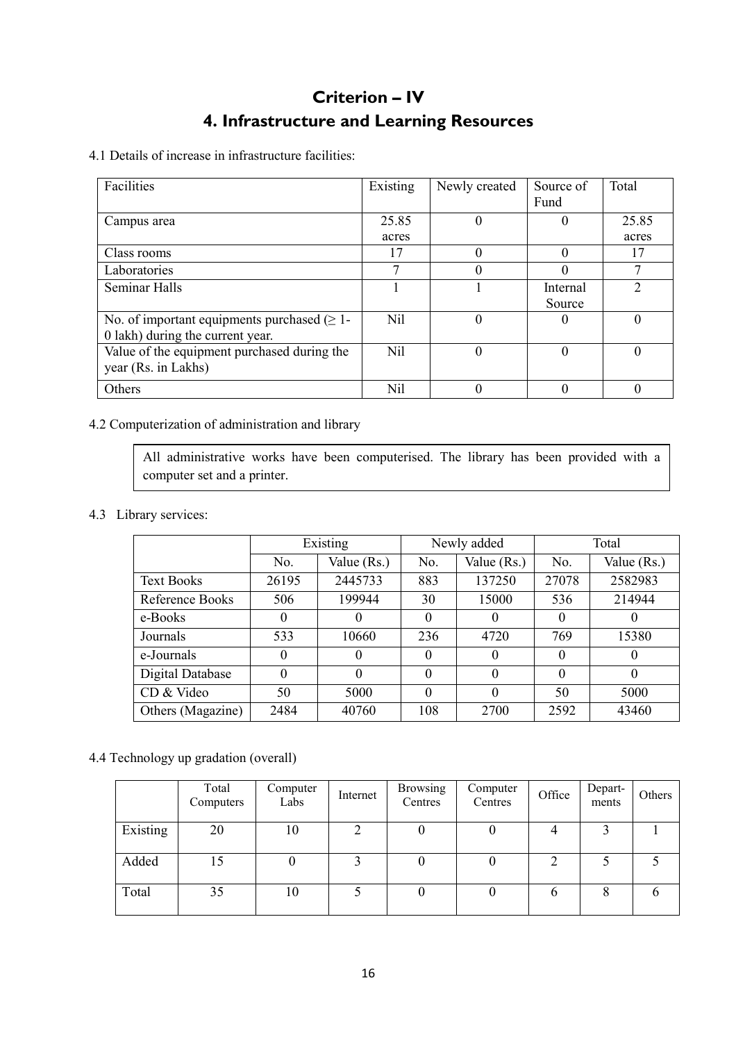# Criterion – IV

## 4. Infrastructure and Learning Resources

4.1 Details of increase in infrastructure facilities:

| Facilities | Existing | Newly created | Source of Fund | Total |
|---|---|---|---|---|
| Campus area | 25.85 acres | 0 | 0 | 25.85 acres |
| Class rooms | 17 | 0 | 0 | 17 |
| Laboratories | 7 | 0 | 0 | 7 |
| Seminar Halls | 1 | 1 | Internal Source | 2 |
| No. of important equipments purchased (≥ 1-0 lakh) during the current year. | Nil | 0 | 0 | 0 |
| Value of the equipment purchased during the year (Rs. in Lakhs) | Nil | 0 | 0 | 0 |
| Others | Nil | 0 | 0 | 0 |

4.2 Computerization of administration and library

All administrative works have been computerised. The library has been provided with a computer set and a printer.

4.3 Library services:

| | Existing | | Newly added | | Total | |
|---|---|---|---|---|---|---|
| | No. | Value (Rs.) | No. | Value (Rs.) | No. | Value (Rs.) |
| Text Books | 26195 | 2445733 | 883 | 137250 | 27078 | 2582983 |
| Reference Books | 506 | 199944 | 30 | 15000 | 536 | 214944 |
| e-Books | 0 | 0 | 0 | 0 | 0 | 0 |
| Journals | 533 | 10660 | 236 | 4720 | 769 | 15380 |
| e-Journals | 0 | 0 | 0 | 0 | 0 | 0 |
| Digital Database | 0 | 0 | 0 | 0 | 0 | 0 |
| CD & Video | 50 | 5000 | 0 | 0 | 50 | 5000 |
| Others (Magazine) | 2484 | 40760 | 108 | 2700 | 2592 | 43460 |

4.4 Technology up gradation (overall)

| | Total Computers | Computer Labs | Internet | Browsing Centres | Computer Centres | Office | Depart-ments | Others |
|---|---|---|---|---|---|---|---|---|
| Existing | 20 | 10 | 2 | 0 | 0 | 4 | 3 | 1 |
| Added | 15 | 0 | 3 | 0 | 0 | 2 | 5 | 5 |
| Total | 35 | 10 | 5 | 0 | 0 | 6 | 8 | 6 |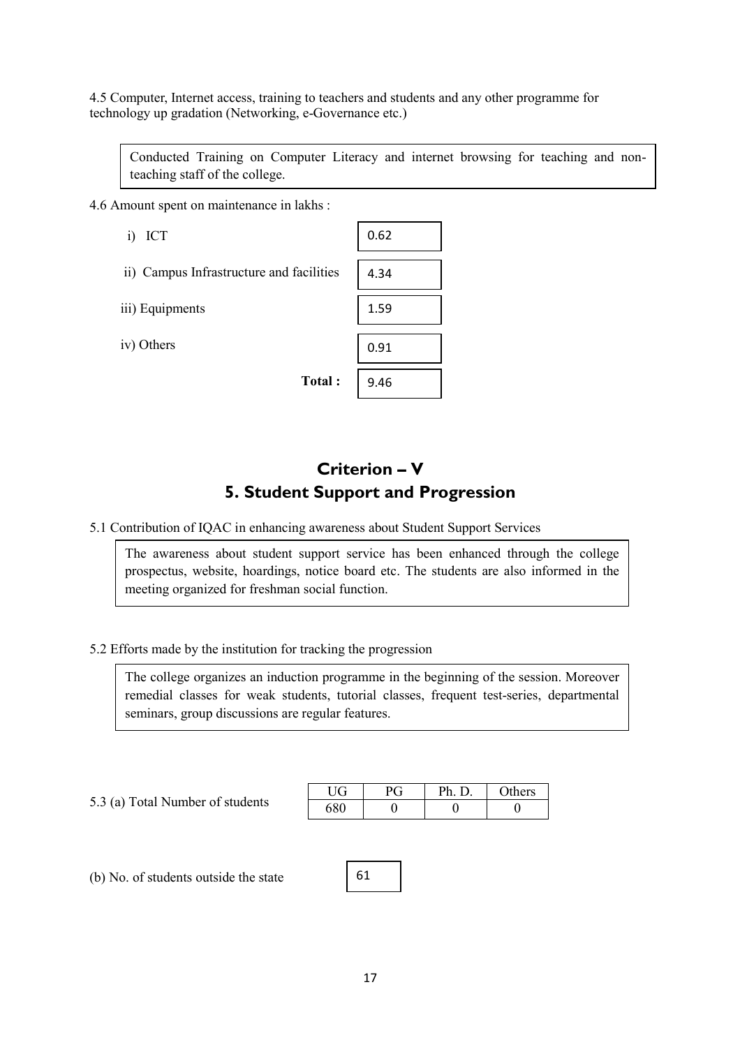4.5 Computer, Internet access, training to teachers and students and any other programme for technology up gradation (Networking, e-Governance etc.)

Conducted Training on Computer Literacy and internet browsing for teaching and non-teaching staff of the college.

4.6 Amount spent on maintenance in lakhs :

| | |
|---|---|
| i) ICT | 0.62 |
| ii) Campus Infrastructure and facilities | 4.34 |
| iii) Equipments | 1.59 |
| iv) Others | 0.91 |
| **Total :** | 9.46 |

# Criterion – V

## 5. Student Support and Progression

5.1 Contribution of IQAC in enhancing awareness about Student Support Services

The awareness about student support service has been enhanced through the college prospectus, website, hoardings, notice board etc. The students are also informed in the meeting organized for freshman social function.

5.2 Efforts made by the institution for tracking the progression

The college organizes an induction programme in the beginning of the session. Moreover remedial classes for weak students, tutorial classes, frequent test-series, departmental seminars, group discussions are regular features.

5.3 (a) Total Number of students

| UG | PG | Ph. D. | Others |
|---|---|---|---|
| 680 | 0 | 0 | 0 |

(b) No. of students outside the state: 61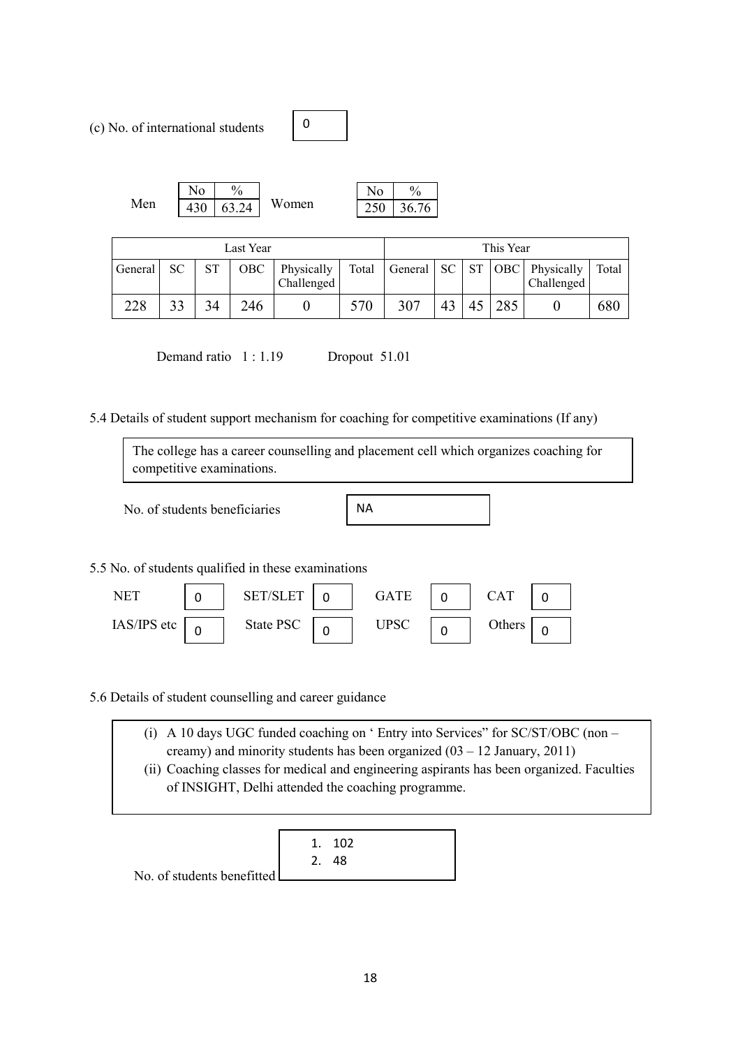(c) No. of international students

| 0 |
|---|

| | No | % | | No | % |
|---|---|---|---|---|---|
| Men | 430 | 63.24 | Women | 250 | 36.76 |

| Last Year | | | | | | This Year | | | | | |
|---|---|---|---|---|---|---|---|---|---|---|---|
| General | SC | ST | OBC | Physically Challenged | Total | General | SC | ST | OBC | Physically Challenged | Total |
| 228 | 33 | 34 | 246 | 0 | 570 | 307 | 43 | 45 | 285 | 0 | 680 |

Demand ratio 1 : 1.19 Dropout 51.01

5.4 Details of student support mechanism for coaching for competitive examinations (If any)

The college has a career counselling and placement cell which organizes coaching for competitive examinations.

No. of students beneficiaries: NA

5.5 No. of students qualified in these examinations

| NET | 0 | SET/SLET | 0 | GATE | 0 | CAT | 0 |
|---|---|---|---|---|---|---|---|
| IAS/IPS etc | 0 | State PSC | 0 | UPSC | 0 | Others | 0 |

5.6 Details of student counselling and career guidance

(i) A 10 days UGC funded coaching on ' Entry into Services" for SC/ST/OBC (non – creamy) and minority students has been organized (03 – 12 January, 2011)
(ii) Coaching classes for medical and engineering aspirants has been organized. Faculties of INSIGHT, Delhi attended the coaching programme.

No. of students benefitted

1. 102
2. 48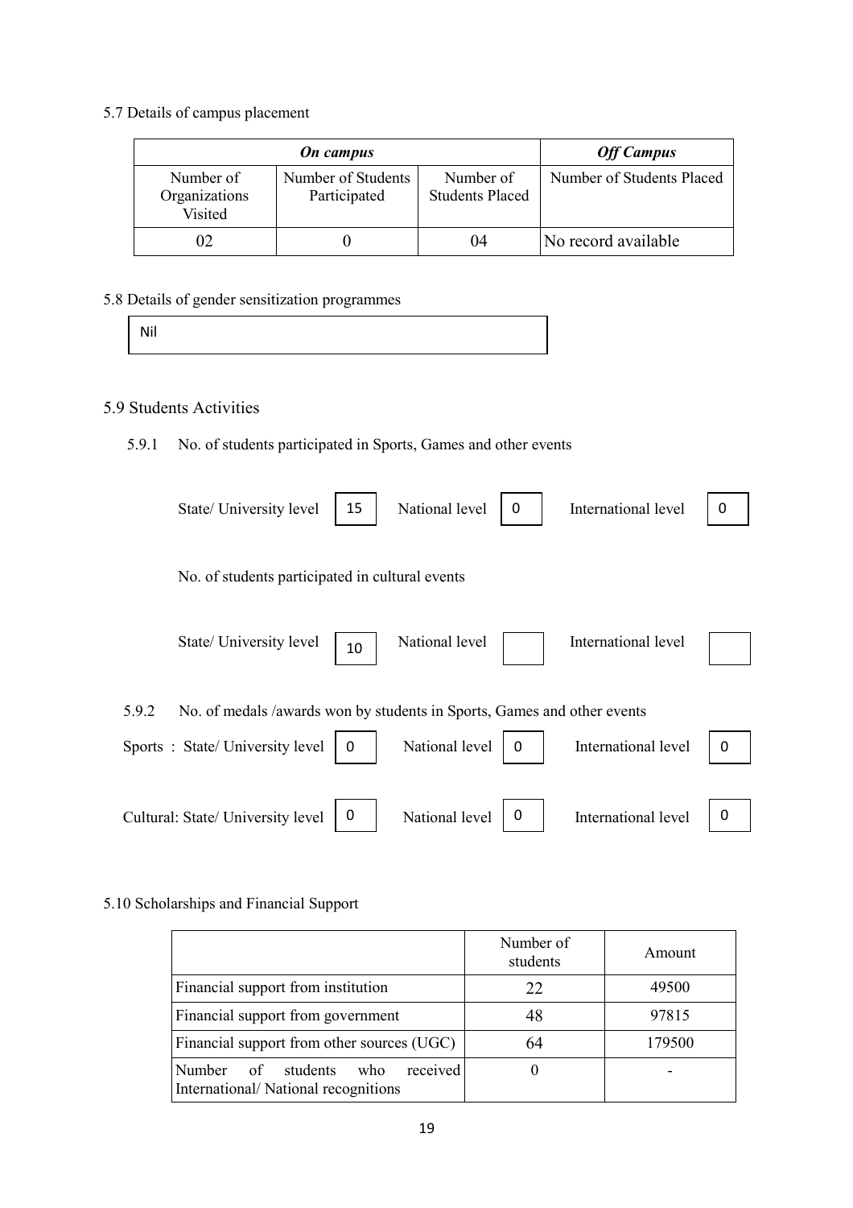5.7 Details of campus placement

| *On campus* | | | *Off Campus* |
|---|---|---|---|
| Number of Organizations Visited | Number of Students Participated | Number of Students Placed | Number of Students Placed |
| 02 | 0 | 04 | No record available |

5.8 Details of gender sensitization programmes

Nil

5.9 Students Activities

5.9.1 No. of students participated in Sports, Games and other events

State/ University level: 15 | National level: 0 | International level: 0

No. of students participated in cultural events

State/ University level: 10 | National level: | International level:

5.9.2 No. of medals /awards won by students in Sports, Games and other events

Sports : State/ University level: 0 | National level: 0 | International level: 0

Cultural: State/ University level: 0 | National level: 0 | International level: 0

5.10 Scholarships and Financial Support

| | Number of students | Amount |
|---|---|---|
| Financial support from institution | 22 | 49500 |
| Financial support from government | 48 | 97815 |
| Financial support from other sources (UGC) | 64 | 179500 |
| Number of students who received International/ National recognitions | 0 | - |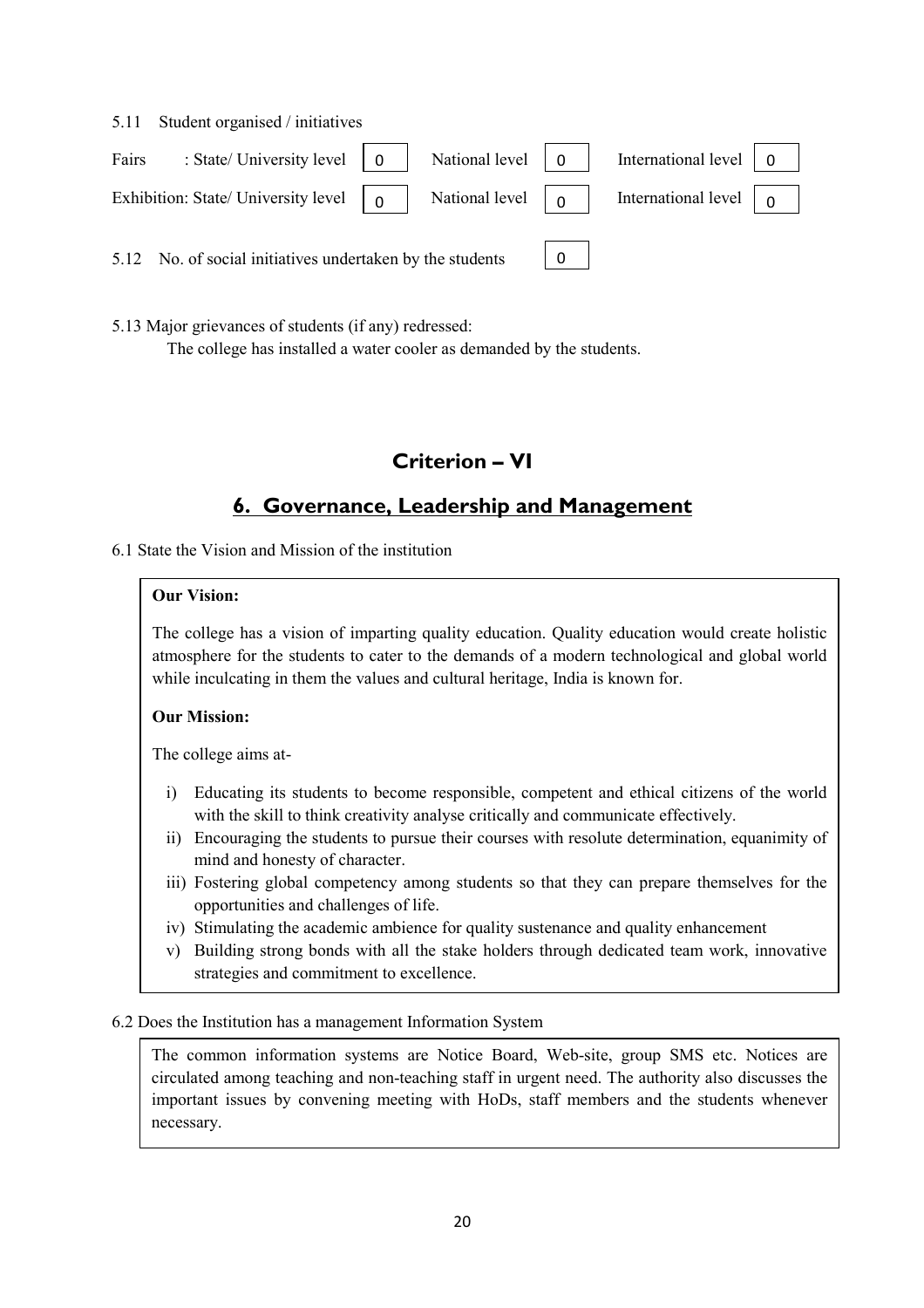5.11 Student organised / initiatives

| | State/ University level | National level | International level |
|---|---|---|---|
| Fairs | 0 | 0 | 0 |
| Exhibition | 0 | 0 | 0 |

5.12 No. of social initiatives undertaken by the students: 0

5.13 Major grievances of students (if any) redressed:

The college has installed a water cooler as demanded by the students.

# Criterion – VI

## 6. Governance, Leadership and Management

6.1 State the Vision and Mission of the institution

**Our Vision:**

The college has a vision of imparting quality education. Quality education would create holistic atmosphere for the students to cater to the demands of a modern technological and global world while inculcating in them the values and cultural heritage, India is known for.

**Our Mission:**

The college aims at-

i) Educating its students to become responsible, competent and ethical citizens of the world with the skill to think creativity analyse critically and communicate effectively.
ii) Encouraging the students to pursue their courses with resolute determination, equanimity of mind and honesty of character.
iii) Fostering global competency among students so that they can prepare themselves for the opportunities and challenges of life.
iv) Stimulating the academic ambience for quality sustenance and quality enhancement
v) Building strong bonds with all the stake holders through dedicated team work, innovative strategies and commitment to excellence.

6.2 Does the Institution has a management Information System

The common information systems are Notice Board, Web-site, group SMS etc. Notices are circulated among teaching and non-teaching staff in urgent need. The authority also discusses the important issues by convening meeting with HoDs, staff members and the students whenever necessary.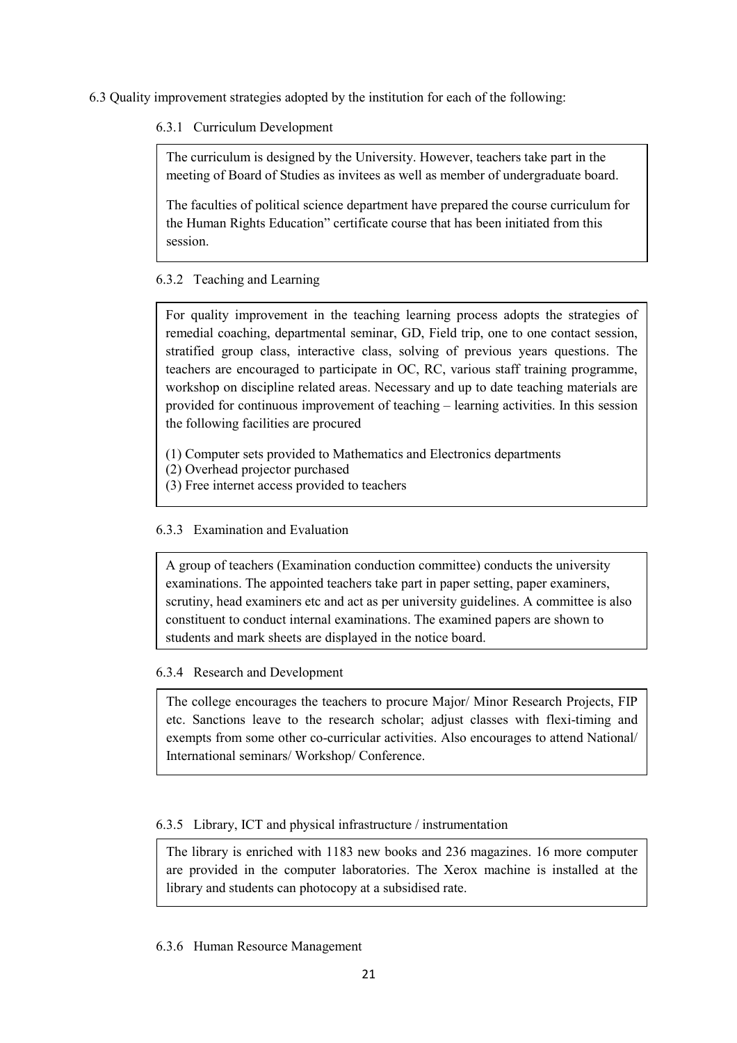6.3 Quality improvement strategies adopted by the institution for each of the following:

6.3.1 Curriculum Development

The curriculum is designed by the University. However, teachers take part in the meeting of Board of Studies as invitees as well as member of undergraduate board.

The faculties of political science department have prepared the course curriculum for the Human Rights Education" certificate course that has been initiated from this session.

6.3.2 Teaching and Learning

For quality improvement in the teaching learning process adopts the strategies of remedial coaching, departmental seminar, GD, Field trip, one to one contact session, stratified group class, interactive class, solving of previous years questions. The teachers are encouraged to participate in OC, RC, various staff training programme, workshop on discipline related areas. Necessary and up to date teaching materials are provided for continuous improvement of teaching – learning activities. In this session the following facilities are procured

(1) Computer sets provided to Mathematics and Electronics departments
(2) Overhead projector purchased
(3) Free internet access provided to teachers

6.3.3 Examination and Evaluation

A group of teachers (Examination conduction committee) conducts the university examinations. The appointed teachers take part in paper setting, paper examiners, scrutiny, head examiners etc and act as per university guidelines. A committee is also constituent to conduct internal examinations. The examined papers are shown to students and mark sheets are displayed in the notice board.

6.3.4 Research and Development

The college encourages the teachers to procure Major/ Minor Research Projects, FIP etc. Sanctions leave to the research scholar; adjust classes with flexi-timing and exempts from some other co-curricular activities. Also encourages to attend National/ International seminars/ Workshop/ Conference.

6.3.5 Library, ICT and physical infrastructure / instrumentation

The library is enriched with 1183 new books and 236 magazines. 16 more computer are provided in the computer laboratories. The Xerox machine is installed at the library and students can photocopy at a subsidised rate.

6.3.6 Human Resource Management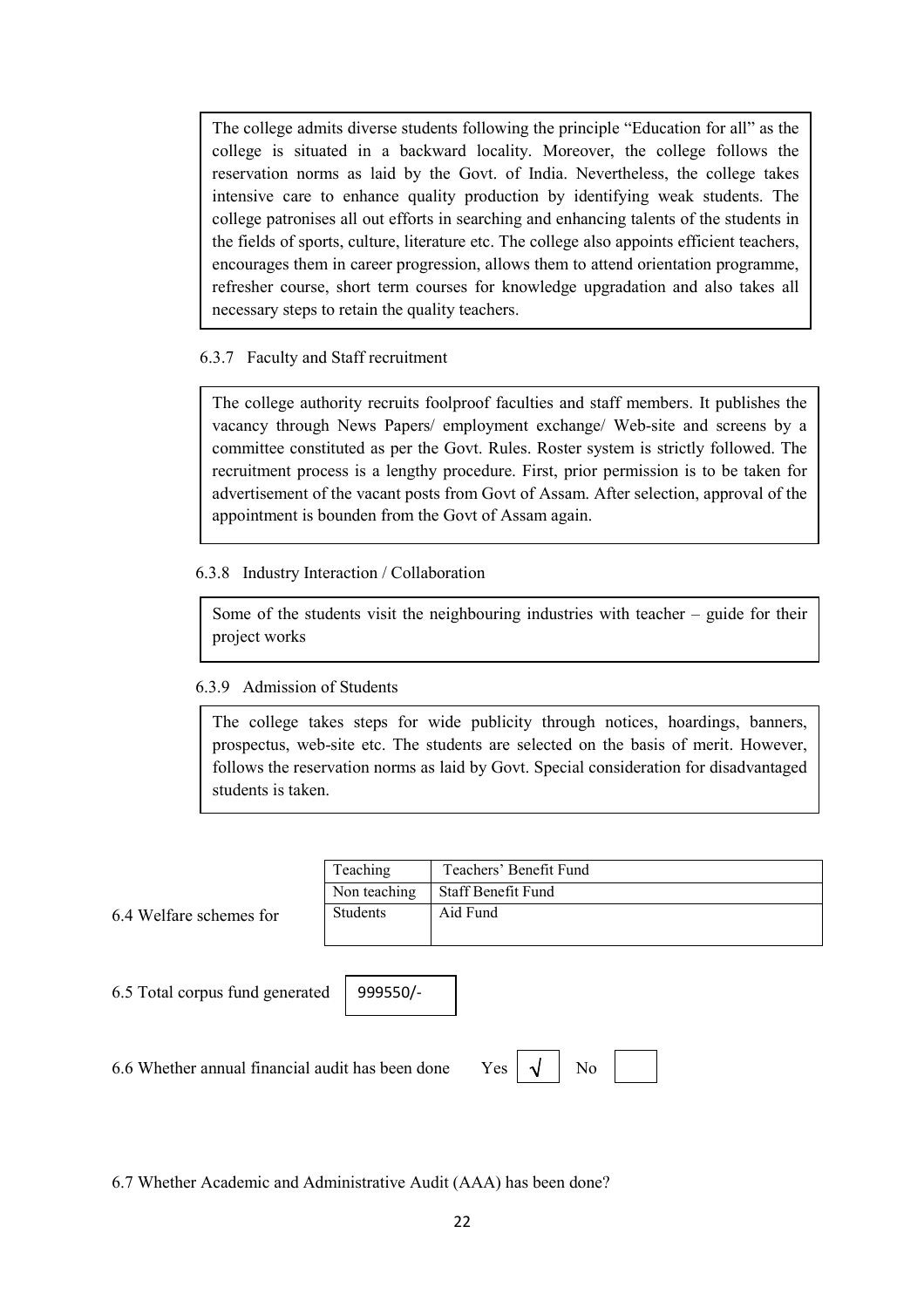The college admits diverse students following the principle "Education for all" as the college is situated in a backward locality. Moreover, the college follows the reservation norms as laid by the Govt. of India. Nevertheless, the college takes intensive care to enhance quality production by identifying weak students. The college patronises all out efforts in searching and enhancing talents of the students in the fields of sports, culture, literature etc. The college also appoints efficient teachers, encourages them in career progression, allows them to attend orientation programme, refresher course, short term courses for knowledge upgradation and also takes all necessary steps to retain the quality teachers.

6.3.7 Faculty and Staff recruitment

The college authority recruits foolproof faculties and staff members. It publishes the vacancy through News Papers/ employment exchange/ Web-site and screens by a committee constituted as per the Govt. Rules. Roster system is strictly followed. The recruitment process is a lengthy procedure. First, prior permission is to be taken for advertisement of the vacant posts from Govt of Assam. After selection, approval of the appointment is bounden from the Govt of Assam again.

6.3.8 Industry Interaction / Collaboration

Some of the students visit the neighbouring industries with teacher – guide for their project works

6.3.9 Admission of Students

The college takes steps for wide publicity through notices, hoardings, banners, prospectus, web-site etc. The students are selected on the basis of merit. However, follows the reservation norms as laid by Govt. Special consideration for disadvantaged students is taken.

6.4 Welfare schemes for

| | |
|---|---|
| Teaching | Teachers' Benefit Fund |
| Non teaching | Staff Benefit Fund |
| Students | Aid Fund |

6.5 Total corpus fund generated: 999550/-

6.6 Whether annual financial audit has been done: Yes √ No

6.7 Whether Academic and Administrative Audit (AAA) has been done?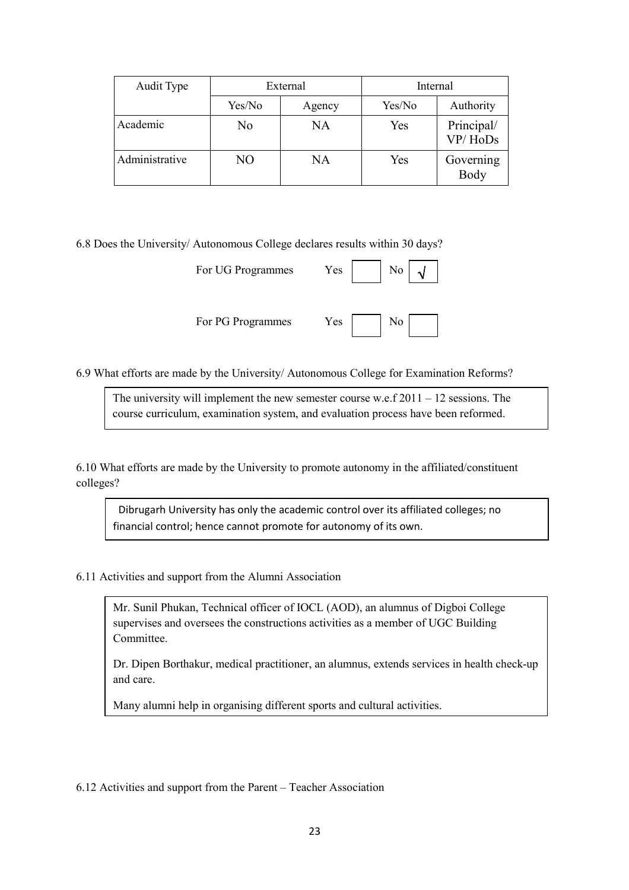| Audit Type | External | | Internal | |
|---|---|---|---|---|
| | Yes/No | Agency | Yes/No | Authority |
| Academic | No | NA | Yes | Principal/ VP/ HoDs |
| Administrative | NO | NA | Yes | Governing Body |

6.8 Does the University/ Autonomous College declares results within 30 days?

For UG Programmes Yes [ ] No [√]

For PG Programmes Yes [ ] No [ ]

6.9 What efforts are made by the University/ Autonomous College for Examination Reforms?

The university will implement the new semester course w.e.f 2011 – 12 sessions. The course curriculum, examination system, and evaluation process have been reformed.

6.10 What efforts are made by the University to promote autonomy in the affiliated/constituent colleges?

Dibrugarh University has only the academic control over its affiliated colleges; no financial control; hence cannot promote for autonomy of its own.

6.11 Activities and support from the Alumni Association

Mr. Sunil Phukan, Technical officer of IOCL (AOD), an alumnus of Digboi College supervises and oversees the constructions activities as a member of UGC Building Committee.

Dr. Dipen Borthakur, medical practitioner, an alumnus, extends services in health check-up and care.

Many alumni help in organising different sports and cultural activities.

6.12 Activities and support from the Parent – Teacher Association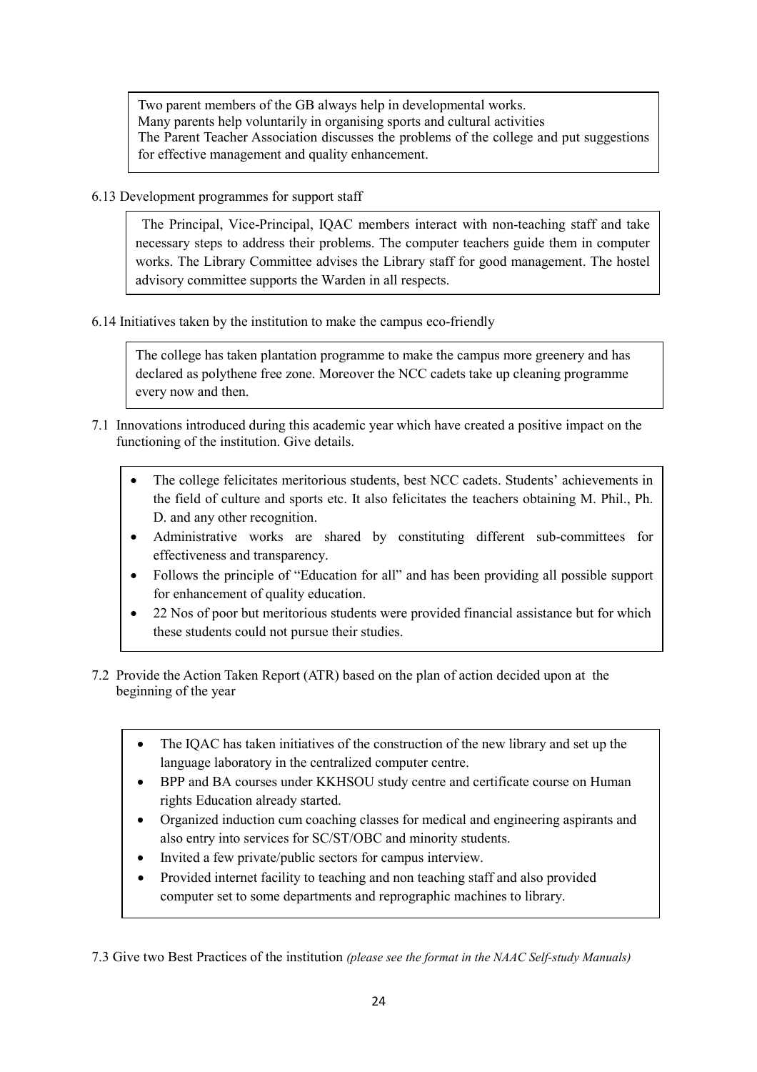Two parent members of the GB always help in developmental works.
Many parents help voluntarily in organising sports and cultural activities
The Parent Teacher Association discusses the problems of the college and put suggestions for effective management and quality enhancement.

6.13 Development programmes for support staff

The Principal, Vice-Principal, IQAC members interact with non-teaching staff and take necessary steps to address their problems. The computer teachers guide them in computer works. The Library Committee advises the Library staff for good management. The hostel advisory committee supports the Warden in all respects.

6.14 Initiatives taken by the institution to make the campus eco-friendly

The college has taken plantation programme to make the campus more greenery and has declared as polythene free zone. Moreover the NCC cadets take up cleaning programme every now and then.

7.1 Innovations introduced during this academic year which have created a positive impact on the functioning of the institution. Give details.

- The college felicitates meritorious students, best NCC cadets. Students' achievements in the field of culture and sports etc. It also felicitates the teachers obtaining M. Phil., Ph. D. and any other recognition.
- Administrative works are shared by constituting different sub-committees for effectiveness and transparency.
- Follows the principle of "Education for all" and has been providing all possible support for enhancement of quality education.
- 22 Nos of poor but meritorious students were provided financial assistance but for which these students could not pursue their studies.

7.2 Provide the Action Taken Report (ATR) based on the plan of action decided upon at the beginning of the year

- The IQAC has taken initiatives of the construction of the new library and set up the language laboratory in the centralized computer centre.
- BPP and BA courses under KKHSOU study centre and certificate course on Human rights Education already started.
- Organized induction cum coaching classes for medical and engineering aspirants and also entry into services for SC/ST/OBC and minority students.
- Invited a few private/public sectors for campus interview.
- Provided internet facility to teaching and non teaching staff and also provided computer set to some departments and reprographic machines to library.

7.3 Give two Best Practices of the institution *(please see the format in the NAAC Self-study Manuals)*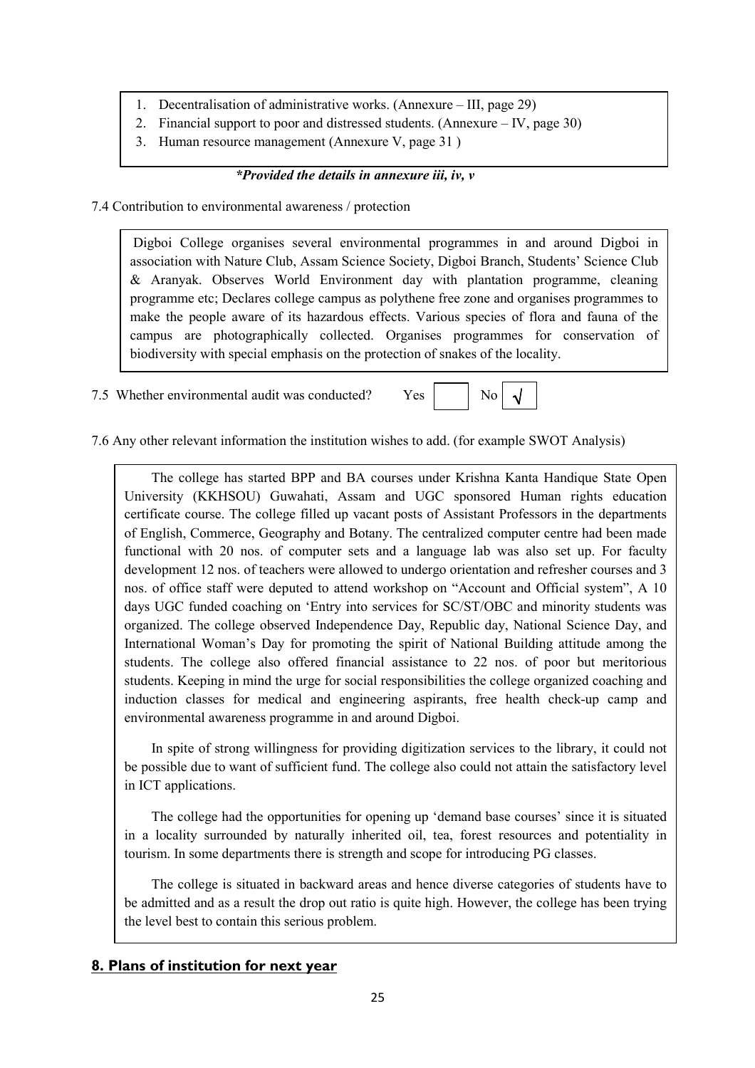1. Decentralisation of administrative works. (Annexure – III, page 29)
2. Financial support to poor and distressed students. (Annexure – IV, page 30)
3. Human resource management (Annexure V, page 31 )

***Provided the details in annexure iii, iv, v***

7.4 Contribution to environmental awareness / protection

Digboi College organises several environmental programmes in and around Digboi in association with Nature Club, Assam Science Society, Digboi Branch, Students' Science Club & Aranyak. Observes World Environment day with plantation programme, cleaning programme etc; Declares college campus as polythene free zone and organises programmes to make the people aware of its hazardous effects. Various species of flora and fauna of the campus are photographically collected. Organises programmes for conservation of biodiversity with special emphasis on the protection of snakes of the locality.

7.5 Whether environmental audit was conducted? Yes [ ] No [√]

7.6 Any other relevant information the institution wishes to add. (for example SWOT Analysis)

The college has started BPP and BA courses under Krishna Kanta Handique State Open University (KKHSOU) Guwahati, Assam and UGC sponsored Human rights education certificate course. The college filled up vacant posts of Assistant Professors in the departments of English, Commerce, Geography and Botany. The centralized computer centre had been made functional with 20 nos. of computer sets and a language lab was also set up. For faculty development 12 nos. of teachers were allowed to undergo orientation and refresher courses and 3 nos. of office staff were deputed to attend workshop on "Account and Official system", A 10 days UGC funded coaching on 'Entry into services for SC/ST/OBC and minority students was organized. The college observed Independence Day, Republic day, National Science Day, and International Woman's Day for promoting the spirit of National Building attitude among the students. The college also offered financial assistance to 22 nos. of poor but meritorious students. Keeping in mind the urge for social responsibilities the college organized coaching and induction classes for medical and engineering aspirants, free health check-up camp and environmental awareness programme in and around Digboi.

In spite of strong willingness for providing digitization services to the library, it could not be possible due to want of sufficient fund. The college also could not attain the satisfactory level in ICT applications.

The college had the opportunities for opening up 'demand base courses' since it is situated in a locality surrounded by naturally inherited oil, tea, forest resources and potentiality in tourism. In some departments there is strength and scope for introducing PG classes.

The college is situated in backward areas and hence diverse categories of students have to be admitted and as a result the drop out ratio is quite high. However, the college has been trying the level best to contain this serious problem.

## 8. Plans of institution for next year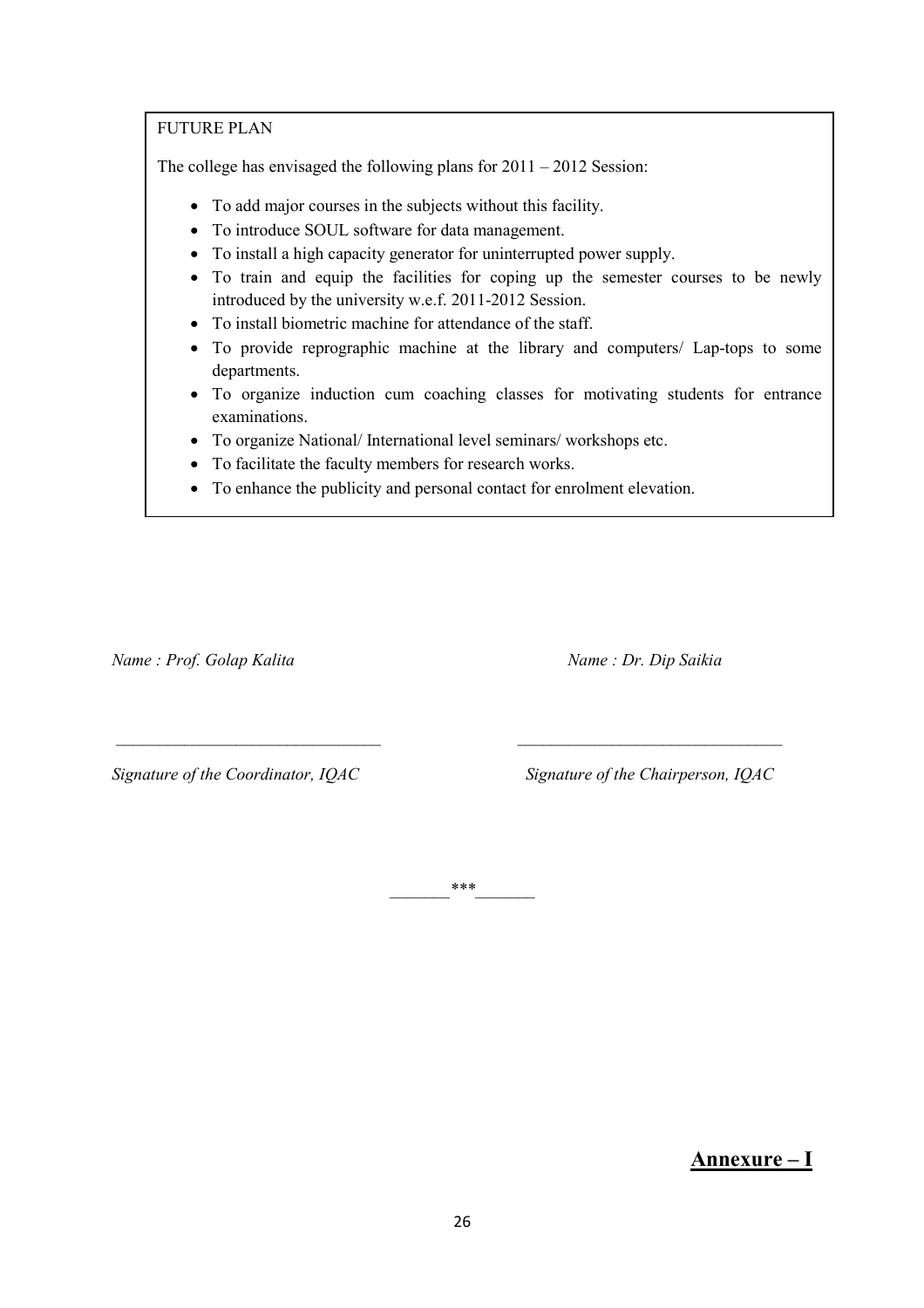FUTURE PLAN

The college has envisaged the following plans for 2011 – 2012 Session:

- To add major courses in the subjects without this facility.
- To introduce SOUL software for data management.
- To install a high capacity generator for uninterrupted power supply.
- To train and equip the facilities for coping up the semester courses to be newly introduced by the university w.e.f. 2011-2012 Session.
- To install biometric machine for attendance of the staff.
- To provide reprographic machine at the library and computers/ Lap-tops to some departments.
- To organize induction cum coaching classes for motivating students for entrance examinations.
- To organize National/ International level seminars/ workshops etc.
- To facilitate the faculty members for research works.
- To enhance the publicity and personal contact for enrolment elevation.

*Name : Prof. Golap Kalita*

_______________________________

*Signature of the Coordinator, IQAC*

*Name : Dr. Dip Saikia*

_______________________________

*Signature of the Chairperson, IQAC*

_______***_______

**<u>Annexure – I</u>**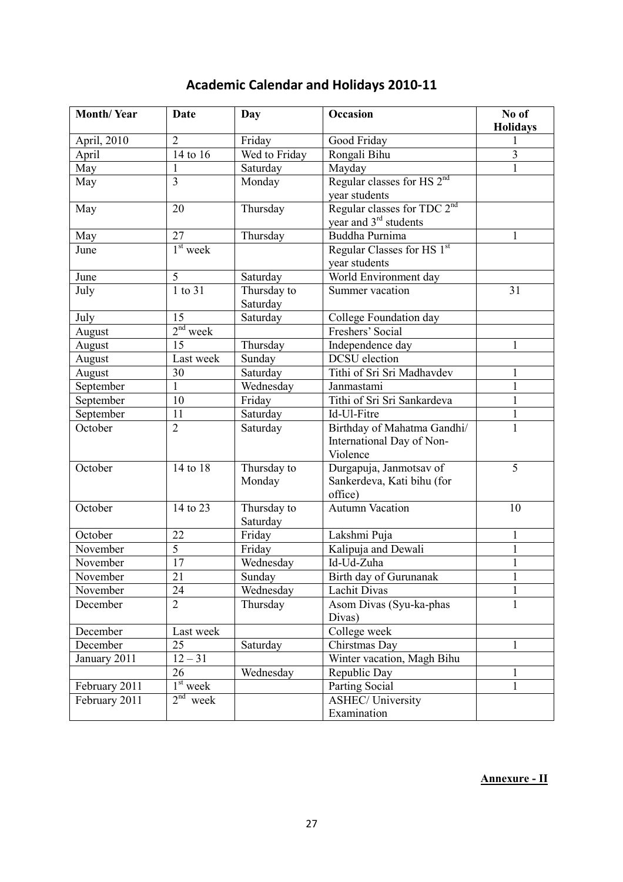# Academic Calendar and Holidays 2010-11

| Month/ Year | Date | Day | Occasion | No of Holidays |
|---|---|---|---|---|
| April, 2010 | 2 | Friday | Good Friday | 1 |
| April | 14 to 16 | Wed to Friday | Rongali Bihu | 3 |
| May | 1 | Saturday | Mayday | 1 |
| May | 3 | Monday | Regular classes for HS 2nd year students | |
| May | 20 | Thursday | Regular classes for TDC 2nd year and 3rd students | |
| May | 27 | Thursday | Buddha Purnima | 1 |
| June | 1st week | | Regular Classes for HS 1st year students | |
| June | 5 | Saturday | World Environment day | |
| July | 1 to 31 | Thursday to Saturday | Summer vacation | 31 |
| July | 15 | Saturday | College Foundation day | |
| August | 2nd week | | Freshers' Social | |
| August | 15 | Thursday | Independence day | 1 |
| August | Last week | Sunday | DCSU election | |
| August | 30 | Saturday | Tithi of Sri Sri Madhavdev | 1 |
| September | 1 | Wednesday | Janmastami | 1 |
| September | 10 | Friday | Tithi of Sri Sri Sankardeva | 1 |
| September | 11 | Saturday | Id-Ul-Fitre | 1 |
| October | 2 | Saturday | Birthday of Mahatma Gandhi/ International Day of Non-Violence | 1 |
| October | 14 to 18 | Thursday to Monday | Durgapuja, Janmotsav of Sankerdeva, Kati bihu (for office) | 5 |
| October | 14 to 23 | Thursday to Saturday | Autumn Vacation | 10 |
| October | 22 | Friday | Lakshmi Puja | 1 |
| November | 5 | Friday | Kalipuja and Dewali | 1 |
| November | 17 | Wednesday | Id-Ud-Zuha | 1 |
| November | 21 | Sunday | Birth day of Gurunanak | 1 |
| November | 24 | Wednesday | Lachit Divas | 1 |
| December | 2 | Thursday | Asom Divas (Syu-ka-phas Divas) | 1 |
| December | Last week | | College week | |
| December | 25 | Saturday | Chirstmas Day | 1 |
| January 2011 | 12 – 31 | | Winter vacation, Magh Bihu | |
| | 26 | Wednesday | Republic Day | 1 |
| February 2011 | 1st week | | Parting Social | 1 |
| February 2011 | 2nd week | | ASHEC/ University Examination | |

**Annexure - II**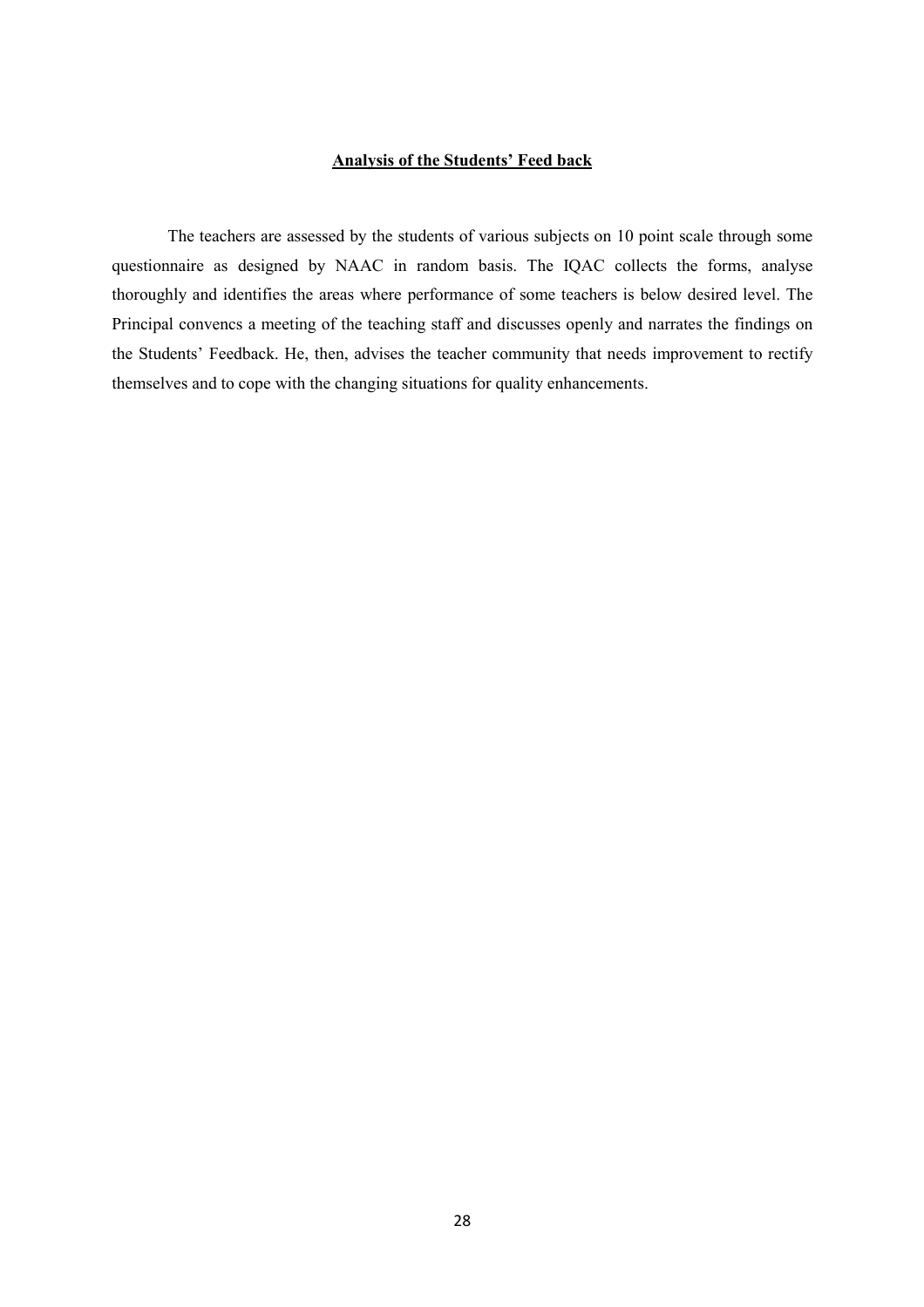## <u>**Analysis of the Students' Feed back**</u>

The teachers are assessed by the students of various subjects on 10 point scale through some questionnaire as designed by NAAC in random basis. The IQAC collects the forms, analyse thoroughly and identifies the areas where performance of some teachers is below desired level. The Principal convencs a meeting of the teaching staff and discusses openly and narrates the findings on the Students' Feedback. He, then, advises the teacher community that needs improvement to rectify themselves and to cope with the changing situations for quality enhancements.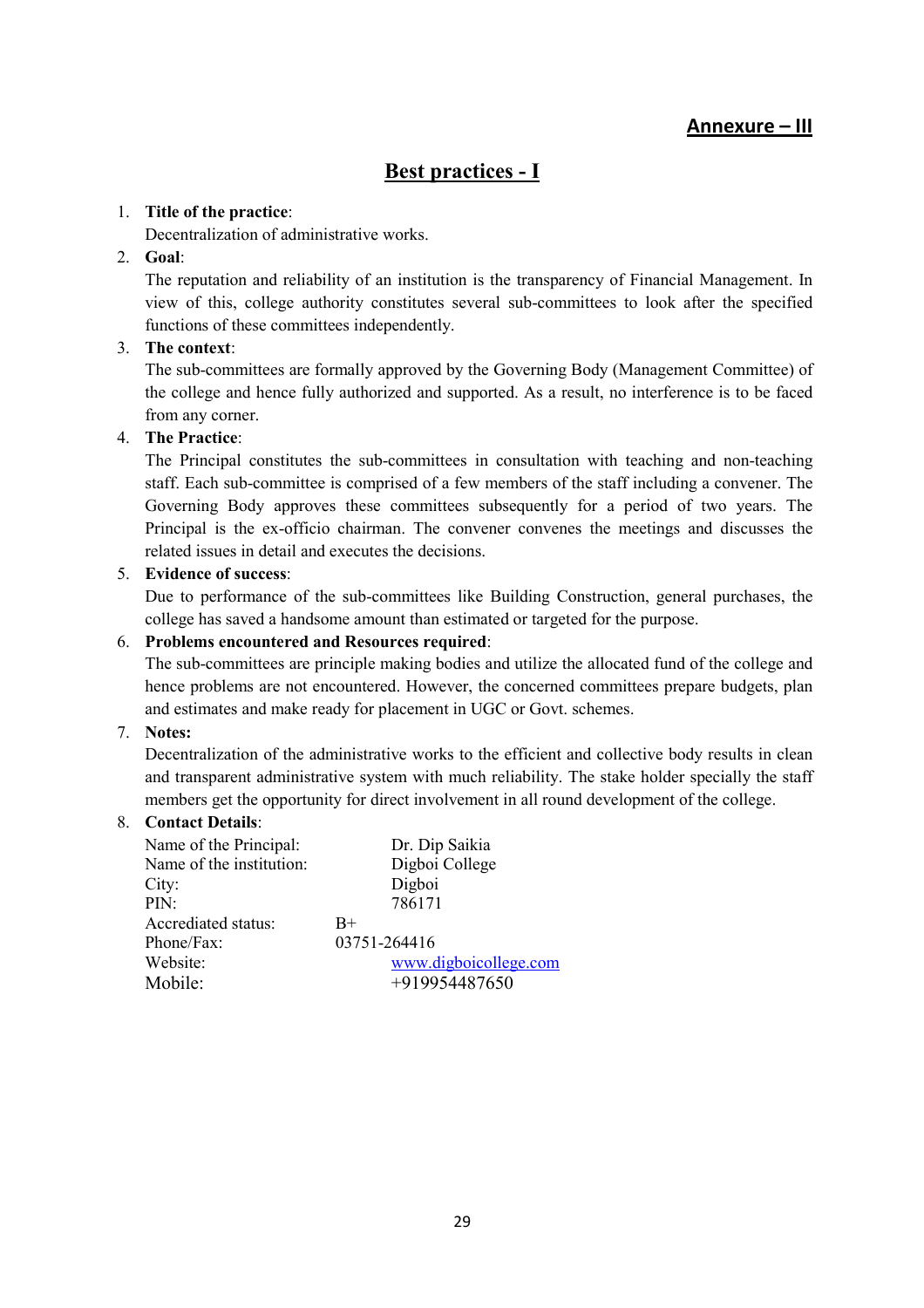**Annexure – III**

## Best practices - I

1. **Title of the practice**:
   Decentralization of administrative works.
2. **Goal**:
   The reputation and reliability of an institution is the transparency of Financial Management. In view of this, college authority constitutes several sub-committees to look after the specified functions of these committees independently.
3. **The context**:
   The sub-committees are formally approved by the Governing Body (Management Committee) of the college and hence fully authorized and supported. As a result, no interference is to be faced from any corner.
4. **The Practice**:
   The Principal constitutes the sub-committees in consultation with teaching and non-teaching staff. Each sub-committee is comprised of a few members of the staff including a convener. The Governing Body approves these committees subsequently for a period of two years. The Principal is the ex-officio chairman. The convener convenes the meetings and discusses the related issues in detail and executes the decisions.
5. **Evidence of success**:
   Due to performance of the sub-committees like Building Construction, general purchases, the college has saved a handsome amount than estimated or targeted for the purpose.
6. **Problems encountered and Resources required**:
   The sub-committees are principle making bodies and utilize the allocated fund of the college and hence problems are not encountered. However, the concerned committees prepare budgets, plan and estimates and make ready for placement in UGC or Govt. schemes.
7. **Notes:**
   Decentralization of the administrative works to the efficient and collective body results in clean and transparent administrative system with much reliability. The stake holder specially the staff members get the opportunity for direct involvement in all round development of the college.
8. **Contact Details**:

   Name of the Principal: Dr. Dip Saikia
   Name of the institution: Digboi College
   City: Digboi
   PIN: 786171
   Accredited status: B+
   Phone/Fax: 03751-264416
   Website: www.digboicollege.com
   Mobile: +919954487650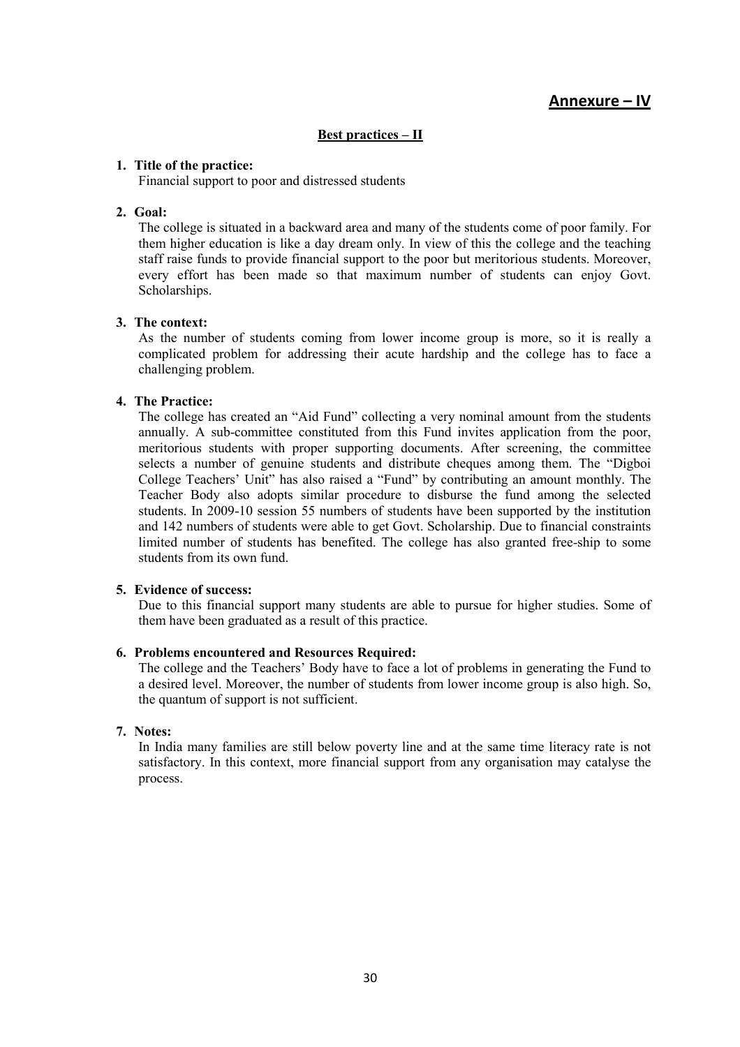## Annexure – IV

### Best practices – II

1. **Title of the practice:**
   Financial support to poor and distressed students

2. **Goal:**
   The college is situated in a backward area and many of the students come of poor family. For them higher education is like a day dream only. In view of this the college and the teaching staff raise funds to provide financial support to the poor but meritorious students. Moreover, every effort has been made so that maximum number of students can enjoy Govt. Scholarships.

3. **The context:**
   As the number of students coming from lower income group is more, so it is really a complicated problem for addressing their acute hardship and the college has to face a challenging problem.

4. **The Practice:**
   The college has created an "Aid Fund" collecting a very nominal amount from the students annually. A sub-committee constituted from this Fund invites application from the poor, meritorious students with proper supporting documents. After screening, the committee selects a number of genuine students and distribute cheques among them. The "Digboi College Teachers' Unit" has also raised a "Fund" by contributing an amount monthly. The Teacher Body also adopts similar procedure to disburse the fund among the selected students. In 2009-10 session 55 numbers of students have been supported by the institution and 142 numbers of students were able to get Govt. Scholarship. Due to financial constraints limited number of students has benefited. The college has also granted free-ship to some students from its own fund.

5. **Evidence of success:**
   Due to this financial support many students are able to pursue for higher studies. Some of them have been graduated as a result of this practice.

6. **Problems encountered and Resources Required:**
   The college and the Teachers' Body have to face a lot of problems in generating the Fund to a desired level. Moreover, the number of students from lower income group is also high. So, the quantum of support is not sufficient.

7. **Notes:**
   In India many families are still below poverty line and at the same time literacy rate is not satisfactory. In this context, more financial support from any organisation may catalyse the process.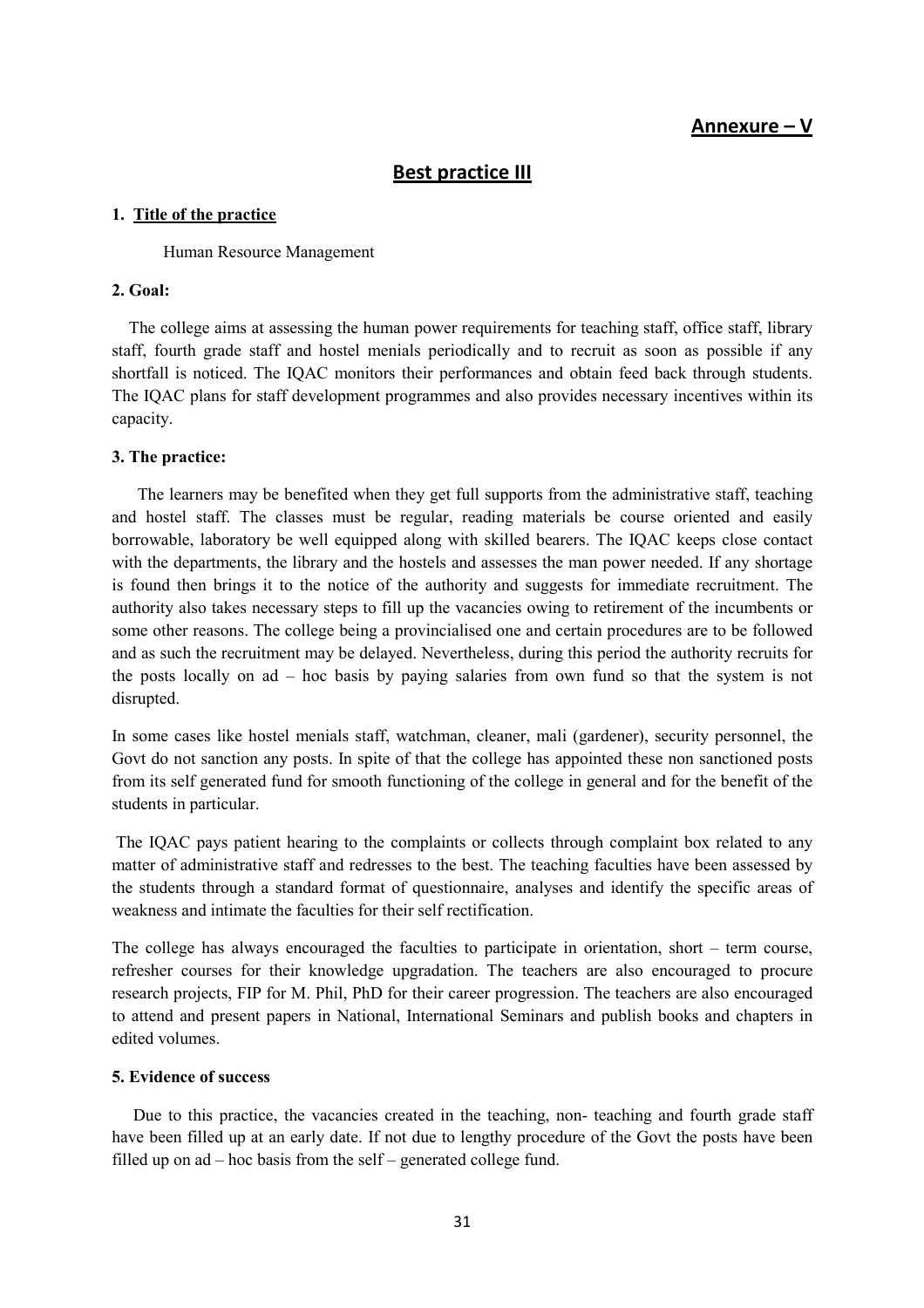## Annexure – V

## Best practice III

**1. Title of the practice**

Human Resource Management

**2. Goal:**

The college aims at assessing the human power requirements for teaching staff, office staff, library staff, fourth grade staff and hostel menials periodically and to recruit as soon as possible if any shortfall is noticed. The IQAC monitors their performances and obtain feed back through students. The IQAC plans for staff development programmes and also provides necessary incentives within its capacity.

**3. The practice:**

The learners may be benefited when they get full supports from the administrative staff, teaching and hostel staff. The classes must be regular, reading materials be course oriented and easily borrowable, laboratory be well equipped along with skilled bearers. The IQAC keeps close contact with the departments, the library and the hostels and assesses the man power needed. If any shortage is found then brings it to the notice of the authority and suggests for immediate recruitment. The authority also takes necessary steps to fill up the vacancies owing to retirement of the incumbents or some other reasons. The college being a provincialised one and certain procedures are to be followed and as such the recruitment may be delayed. Nevertheless, during this period the authority recruits for the posts locally on ad – hoc basis by paying salaries from own fund so that the system is not disrupted.

In some cases like hostel menials staff, watchman, cleaner, mali (gardener), security personnel, the Govt do not sanction any posts. In spite of that the college has appointed these non sanctioned posts from its self generated fund for smooth functioning of the college in general and for the benefit of the students in particular.

The IQAC pays patient hearing to the complaints or collects through complaint box related to any matter of administrative staff and redresses to the best. The teaching faculties have been assessed by the students through a standard format of questionnaire, analyses and identify the specific areas of weakness and intimate the faculties for their self rectification.

The college has always encouraged the faculties to participate in orientation, short – term course, refresher courses for their knowledge upgradation. The teachers are also encouraged to procure research projects, FIP for M. Phil, PhD for their career progression. The teachers are also encouraged to attend and present papers in National, International Seminars and publish books and chapters in edited volumes.

**5. Evidence of success**

Due to this practice, the vacancies created in the teaching, non- teaching and fourth grade staff have been filled up at an early date. If not due to lengthy procedure of the Govt the posts have been filled up on ad – hoc basis from the self – generated college fund.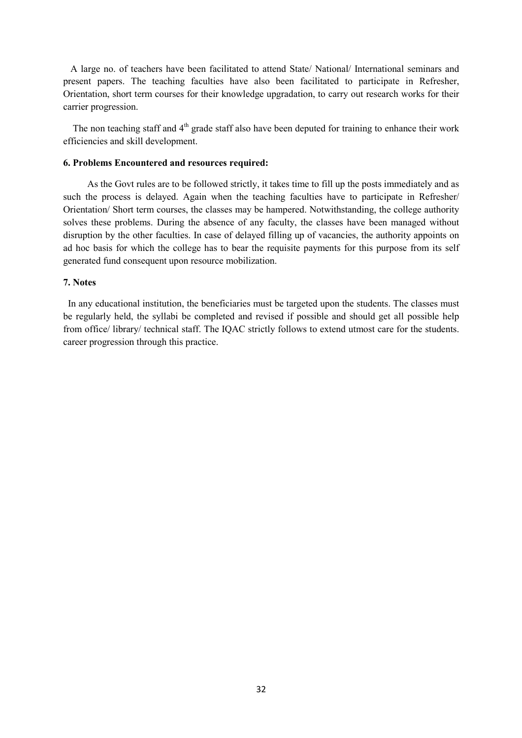A large no. of teachers have been facilitated to attend State/ National/ International seminars and present papers. The teaching faculties have also been facilitated to participate in Refresher, Orientation, short term courses for their knowledge upgradation, to carry out research works for their carrier progression.

The non teaching staff and 4th grade staff also have been deputed for training to enhance their work efficiencies and skill development.

**6. Problems Encountered and resources required:**

As the Govt rules are to be followed strictly, it takes time to fill up the posts immediately and as such the process is delayed. Again when the teaching faculties have to participate in Refresher/ Orientation/ Short term courses, the classes may be hampered. Notwithstanding, the college authority solves these problems. During the absence of any faculty, the classes have been managed without disruption by the other faculties. In case of delayed filling up of vacancies, the authority appoints on ad hoc basis for which the college has to bear the requisite payments for this purpose from its self generated fund consequent upon resource mobilization.

**7. Notes**

In any educational institution, the beneficiaries must be targeted upon the students. The classes must be regularly held, the syllabi be completed and revised if possible and should get all possible help from office/ library/ technical staff. The IQAC strictly follows to extend utmost care for the students. career progression through this practice.